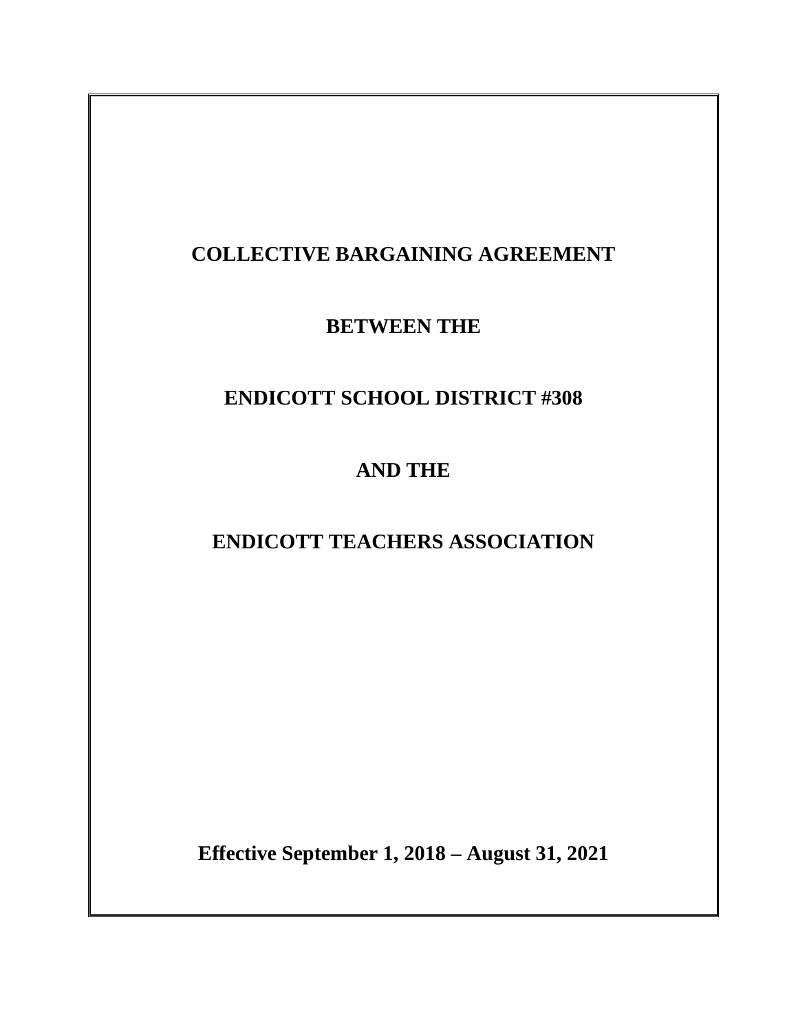# COLLECTIVE BARGAINING AGREEMENT

# BETWEEN THE

# ENDICOTT SCHOOL DISTRICT #308

# AND THE

# ENDICOTT TEACHERS ASSOCIATION

**Effective September 1, 2018 – August 31, 2021**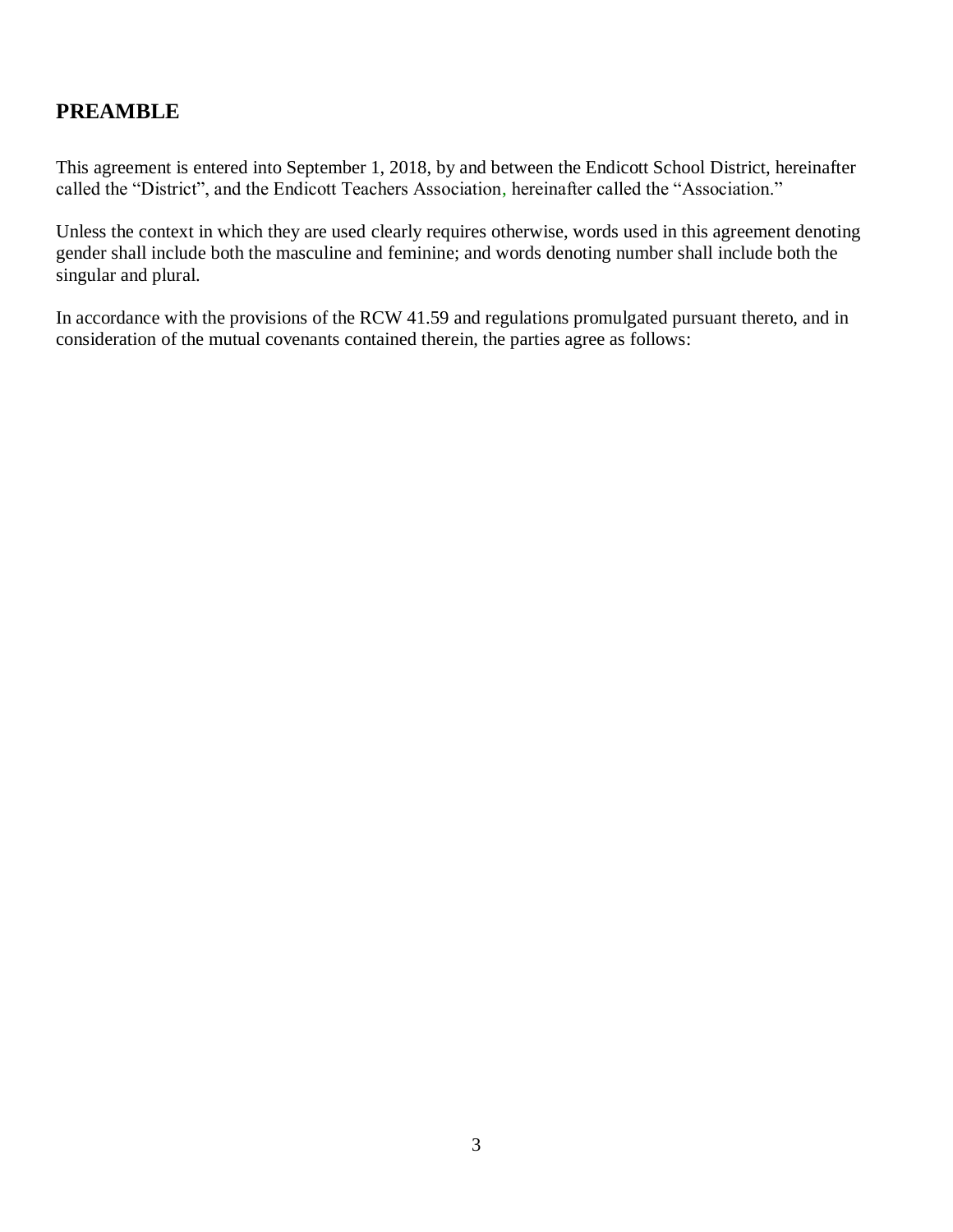## PREAMBLE

This agreement is entered into September 1, 2018, by and between the Endicott School District, hereinafter called the "District", and the Endicott Teachers Association, hereinafter called the "Association."

Unless the context in which they are used clearly requires otherwise, words used in this agreement denoting gender shall include both the masculine and feminine; and words denoting number shall include both the singular and plural.

In accordance with the provisions of the RCW 41.59 and regulations promulgated pursuant thereto, and in consideration of the mutual covenants contained therein, the parties agree as follows: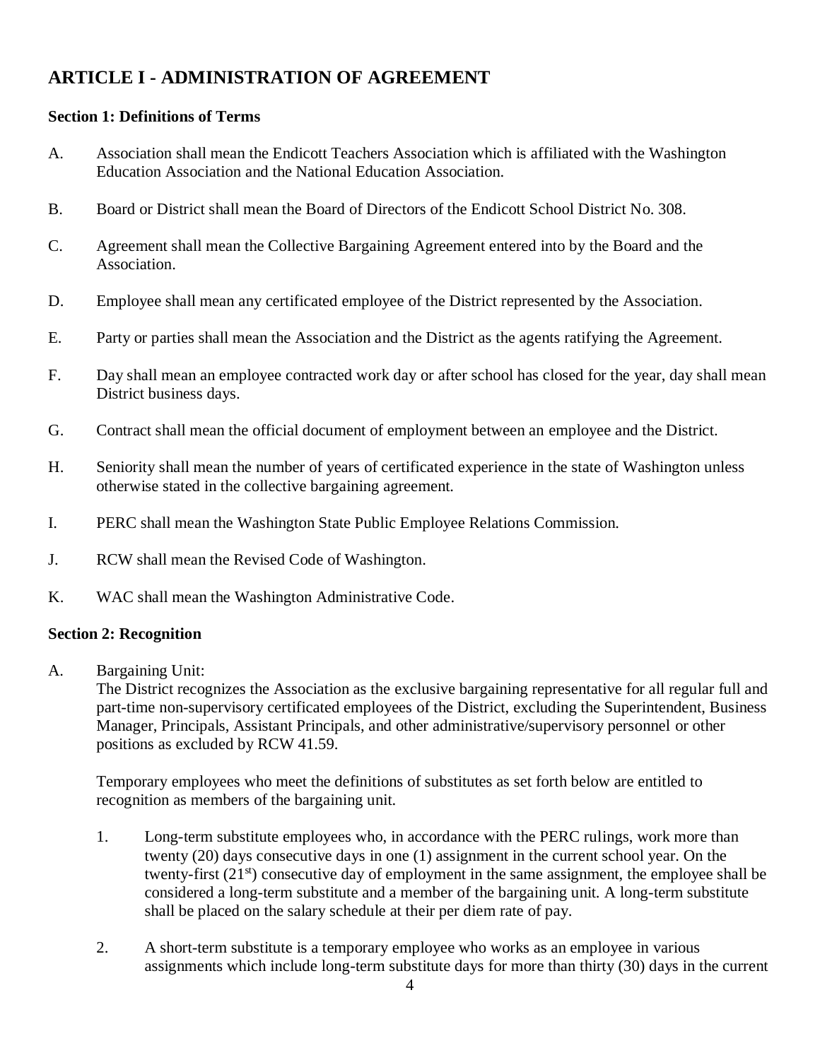## ARTICLE I - ADMINISTRATION OF AGREEMENT

### Section 1: Definitions of Terms

A. Association shall mean the Endicott Teachers Association which is affiliated with the Washington Education Association and the National Education Association.

B. Board or District shall mean the Board of Directors of the Endicott School District No. 308.

C. Agreement shall mean the Collective Bargaining Agreement entered into by the Board and the Association.

D. Employee shall mean any certificated employee of the District represented by the Association.

E. Party or parties shall mean the Association and the District as the agents ratifying the Agreement.

F. Day shall mean an employee contracted work day or after school has closed for the year, day shall mean District business days.

G. Contract shall mean the official document of employment between an employee and the District.

H. Seniority shall mean the number of years of certificated experience in the state of Washington unless otherwise stated in the collective bargaining agreement.

I. PERC shall mean the Washington State Public Employee Relations Commission.

J. RCW shall mean the Revised Code of Washington.

K. WAC shall mean the Washington Administrative Code.

### Section 2: Recognition

A. Bargaining Unit:
The District recognizes the Association as the exclusive bargaining representative for all regular full and part-time non-supervisory certificated employees of the District, excluding the Superintendent, Business Manager, Principals, Assistant Principals, and other administrative/supervisory personnel or other positions as excluded by RCW 41.59.

Temporary employees who meet the definitions of substitutes as set forth below are entitled to recognition as members of the bargaining unit.

1. Long-term substitute employees who, in accordance with the PERC rulings, work more than twenty (20) days consecutive days in one (1) assignment in the current school year. On the twenty-first (21st) consecutive day of employment in the same assignment, the employee shall be considered a long-term substitute and a member of the bargaining unit. A long-term substitute shall be placed on the salary schedule at their per diem rate of pay.

2. A short-term substitute is a temporary employee who works as an employee in various assignments which include long-term substitute days for more than thirty (30) days in the current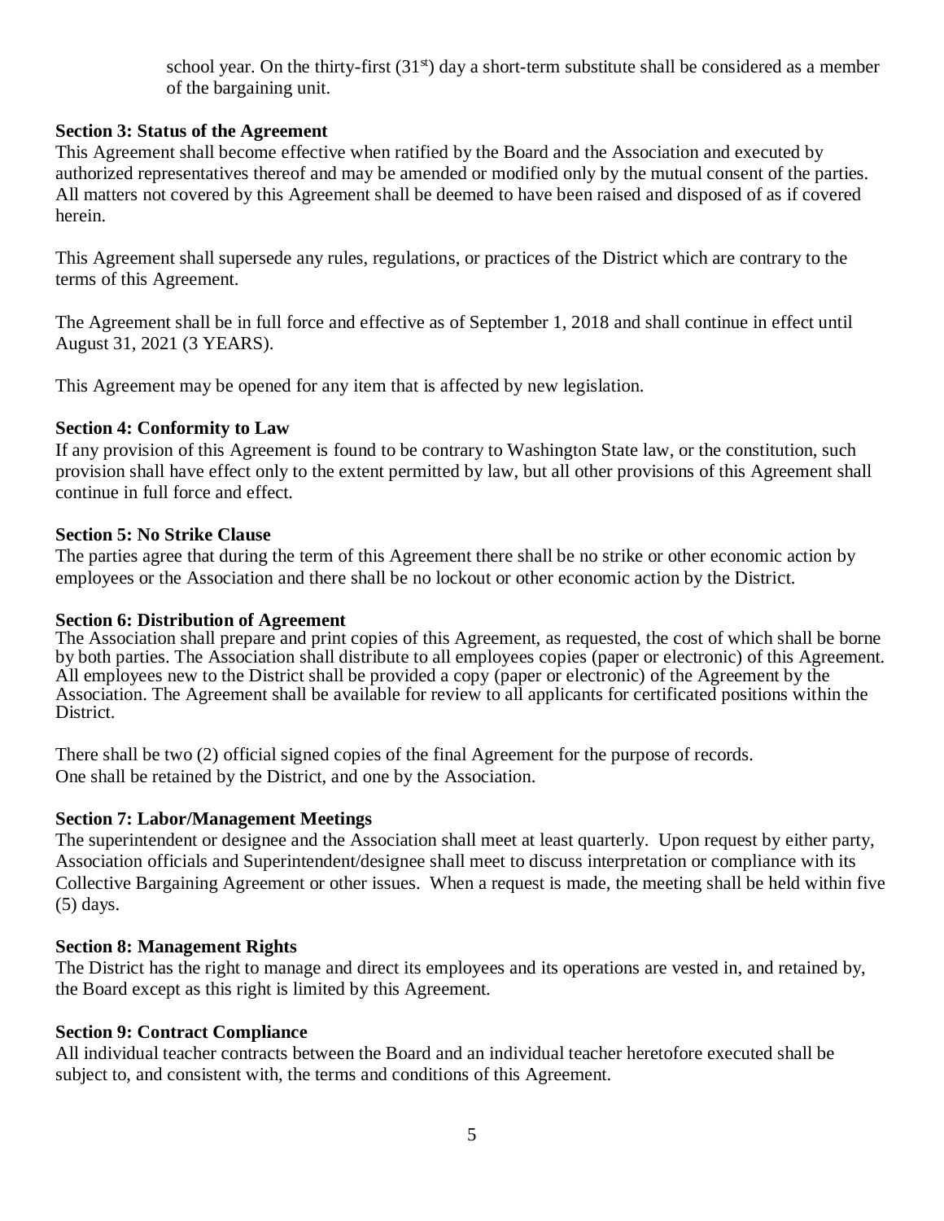school year. On the thirty-first (31st) day a short-term substitute shall be considered as a member of the bargaining unit.

**Section 3: Status of the Agreement**

This Agreement shall become effective when ratified by the Board and the Association and executed by authorized representatives thereof and may be amended or modified only by the mutual consent of the parties. All matters not covered by this Agreement shall be deemed to have been raised and disposed of as if covered herein.

This Agreement shall supersede any rules, regulations, or practices of the District which are contrary to the terms of this Agreement.

The Agreement shall be in full force and effective as of September 1, 2018 and shall continue in effect until August 31, 2021 (3 YEARS).

This Agreement may be opened for any item that is affected by new legislation.

**Section 4: Conformity to Law**

If any provision of this Agreement is found to be contrary to Washington State law, or the constitution, such provision shall have effect only to the extent permitted by law, but all other provisions of this Agreement shall continue in full force and effect.

**Section 5: No Strike Clause**

The parties agree that during the term of this Agreement there shall be no strike or other economic action by employees or the Association and there shall be no lockout or other economic action by the District.

**Section 6: Distribution of Agreement**

The Association shall prepare and print copies of this Agreement, as requested, the cost of which shall be borne by both parties. The Association shall distribute to all employees copies (paper or electronic) of this Agreement. All employees new to the District shall be provided a copy (paper or electronic) of the Agreement by the Association. The Agreement shall be available for review to all applicants for certificated positions within the District.

There shall be two (2) official signed copies of the final Agreement for the purpose of records.
One shall be retained by the District, and one by the Association.

**Section 7: Labor/Management Meetings**

The superintendent or designee and the Association shall meet at least quarterly. Upon request by either party, Association officials and Superintendent/designee shall meet to discuss interpretation or compliance with its Collective Bargaining Agreement or other issues. When a request is made, the meeting shall be held within five (5) days.

**Section 8: Management Rights**

The District has the right to manage and direct its employees and its operations are vested in, and retained by, the Board except as this right is limited by this Agreement.

**Section 9: Contract Compliance**

All individual teacher contracts between the Board and an individual teacher heretofore executed shall be subject to, and consistent with, the terms and conditions of this Agreement.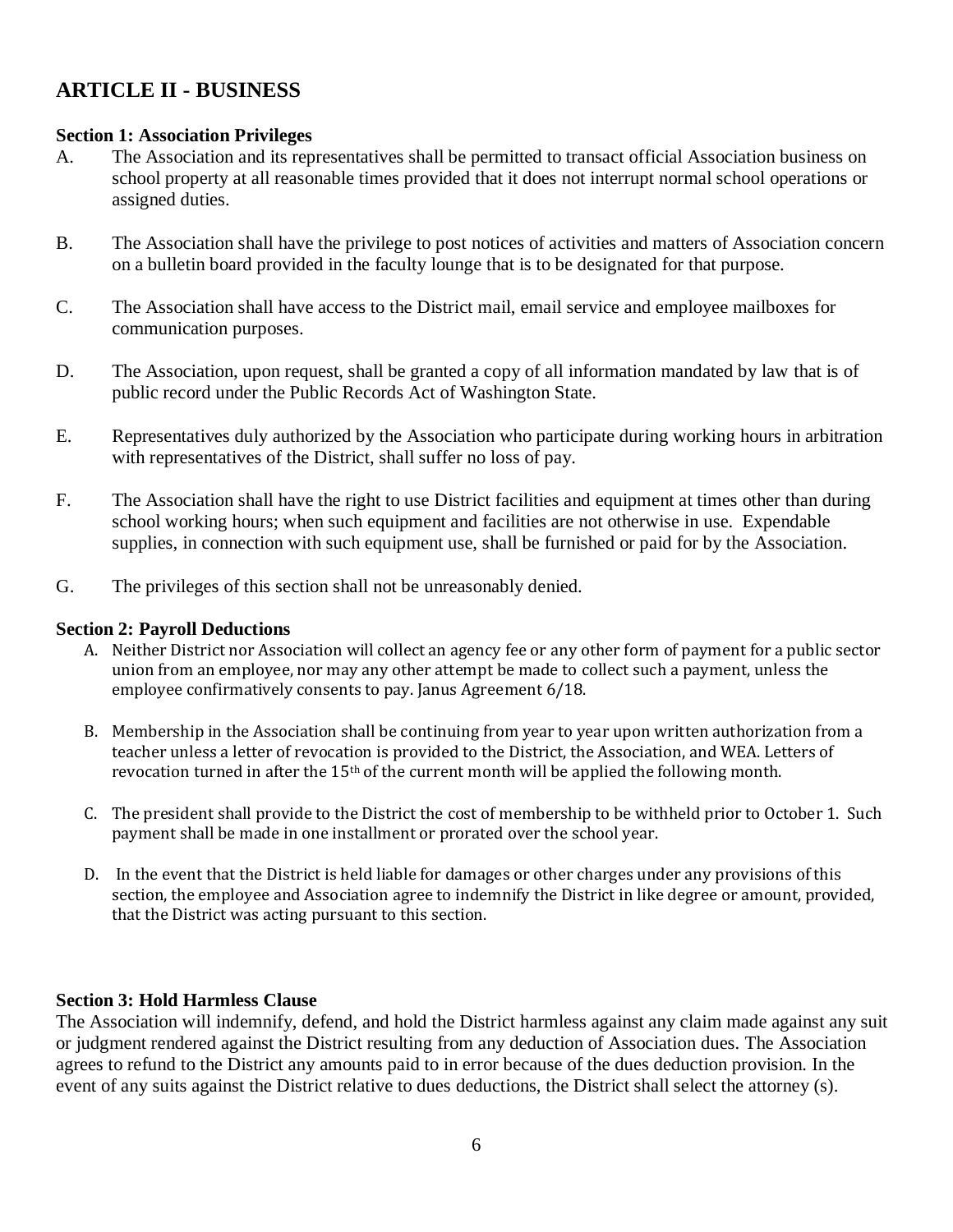## ARTICLE II - BUSINESS

**Section 1: Association Privileges**

A. The Association and its representatives shall be permitted to transact official Association business on school property at all reasonable times provided that it does not interrupt normal school operations or assigned duties.

B. The Association shall have the privilege to post notices of activities and matters of Association concern on a bulletin board provided in the faculty lounge that is to be designated for that purpose.

C. The Association shall have access to the District mail, email service and employee mailboxes for communication purposes.

D. The Association, upon request, shall be granted a copy of all information mandated by law that is of public record under the Public Records Act of Washington State.

E. Representatives duly authorized by the Association who participate during working hours in arbitration with representatives of the District, shall suffer no loss of pay.

F. The Association shall have the right to use District facilities and equipment at times other than during school working hours; when such equipment and facilities are not otherwise in use. Expendable supplies, in connection with such equipment use, shall be furnished or paid for by the Association.

G. The privileges of this section shall not be unreasonably denied.

**Section 2: Payroll Deductions**

A. Neither District nor Association will collect an agency fee or any other form of payment for a public sector union from an employee, nor may any other attempt be made to collect such a payment, unless the employee confirmatively consents to pay. Janus Agreement 6/18.

B. Membership in the Association shall be continuing from year to year upon written authorization from a teacher unless a letter of revocation is provided to the District, the Association, and WEA. Letters of revocation turned in after the 15th of the current month will be applied the following month.

C. The president shall provide to the District the cost of membership to be withheld prior to October 1. Such payment shall be made in one installment or prorated over the school year.

D. In the event that the District is held liable for damages or other charges under any provisions of this section, the employee and Association agree to indemnify the District in like degree or amount, provided, that the District was acting pursuant to this section.

**Section 3: Hold Harmless Clause**

The Association will indemnify, defend, and hold the District harmless against any claim made against any suit or judgment rendered against the District resulting from any deduction of Association dues. The Association agrees to refund to the District any amounts paid to in error because of the dues deduction provision. In the event of any suits against the District relative to dues deductions, the District shall select the attorney (s).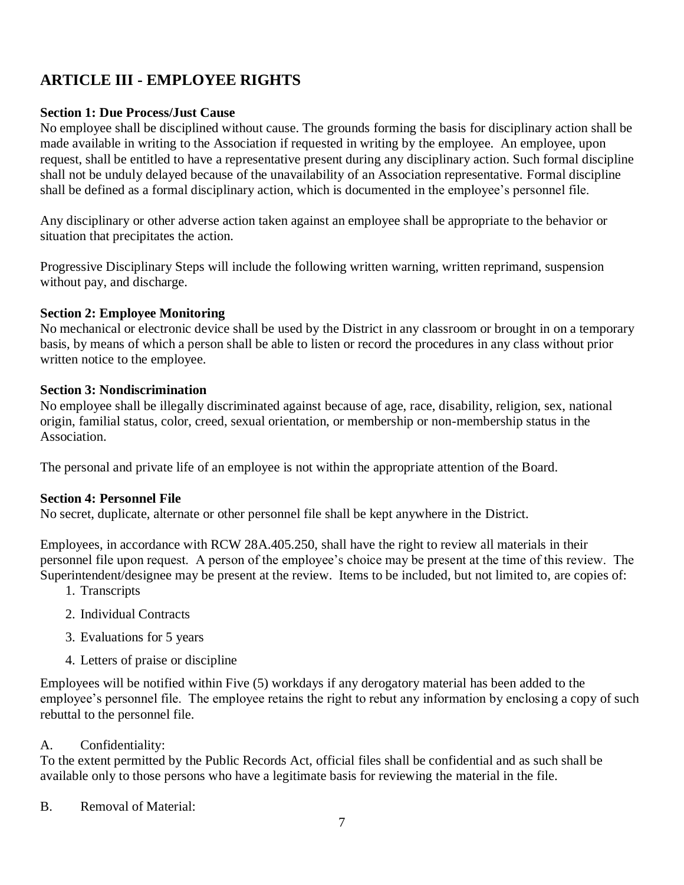## ARTICLE III - EMPLOYEE RIGHTS

**Section 1: Due Process/Just Cause**

No employee shall be disciplined without cause. The grounds forming the basis for disciplinary action shall be made available in writing to the Association if requested in writing by the employee. An employee, upon request, shall be entitled to have a representative present during any disciplinary action. Such formal discipline shall not be unduly delayed because of the unavailability of an Association representative. Formal discipline shall be defined as a formal disciplinary action, which is documented in the employee's personnel file.

Any disciplinary or other adverse action taken against an employee shall be appropriate to the behavior or situation that precipitates the action.

Progressive Disciplinary Steps will include the following written warning, written reprimand, suspension without pay, and discharge.

**Section 2: Employee Monitoring**

No mechanical or electronic device shall be used by the District in any classroom or brought in on a temporary basis, by means of which a person shall be able to listen or record the procedures in any class without prior written notice to the employee.

**Section 3: Nondiscrimination**

No employee shall be illegally discriminated against because of age, race, disability, religion, sex, national origin, familial status, color, creed, sexual orientation, or membership or non-membership status in the Association.

The personal and private life of an employee is not within the appropriate attention of the Board.

**Section 4: Personnel File**

No secret, duplicate, alternate or other personnel file shall be kept anywhere in the District.

Employees, in accordance with RCW 28A.405.250, shall have the right to review all materials in their personnel file upon request. A person of the employee's choice may be present at the time of this review. The Superintendent/designee may be present at the review. Items to be included, but not limited to, are copies of:

1. Transcripts
2. Individual Contracts
3. Evaluations for 5 years
4. Letters of praise or discipline

Employees will be notified within Five (5) workdays if any derogatory material has been added to the employee's personnel file. The employee retains the right to rebut any information by enclosing a copy of such rebuttal to the personnel file.

A. Confidentiality:

To the extent permitted by the Public Records Act, official files shall be confidential and as such shall be available only to those persons who have a legitimate basis for reviewing the material in the file.

B. Removal of Material: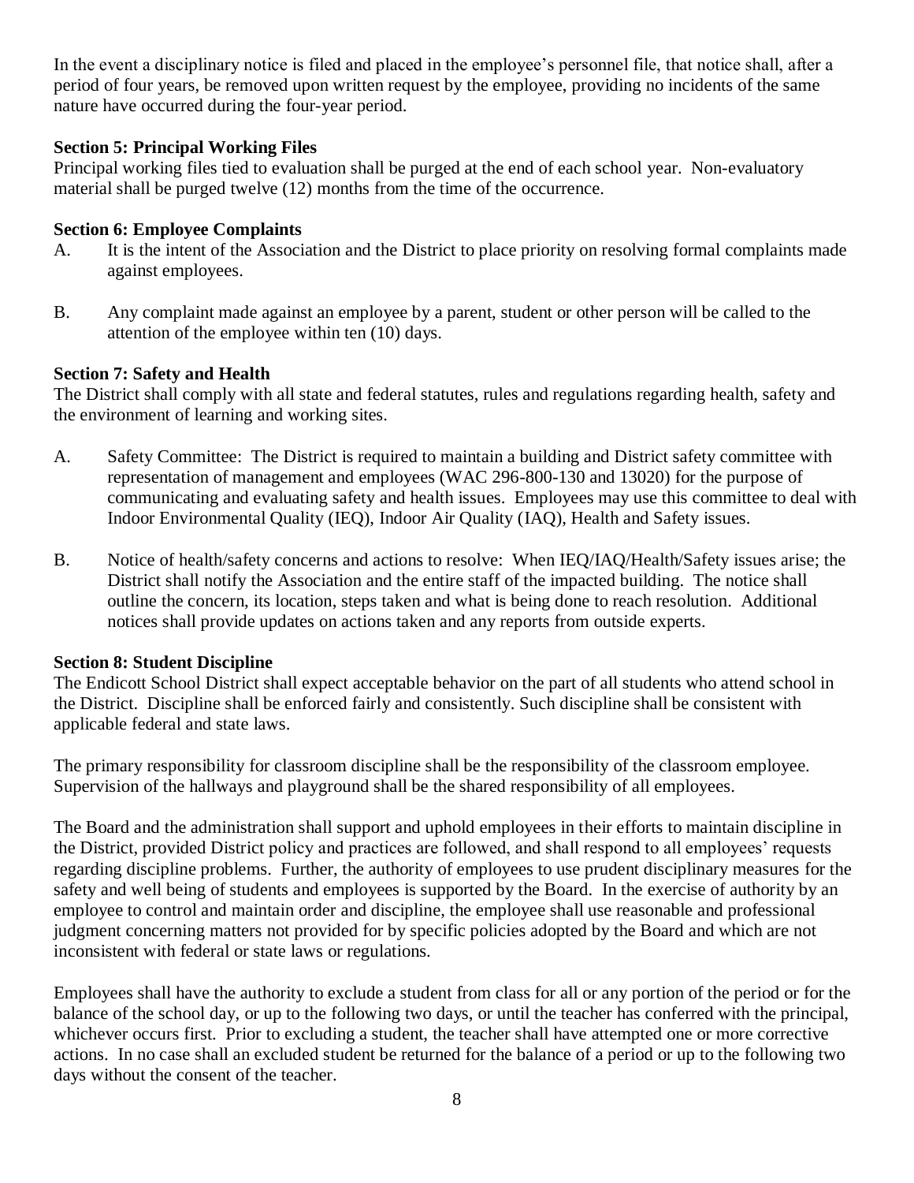In the event a disciplinary notice is filed and placed in the employee's personnel file, that notice shall, after a period of four years, be removed upon written request by the employee, providing no incidents of the same nature have occurred during the four-year period.

**Section 5: Principal Working Files**

Principal working files tied to evaluation shall be purged at the end of each school year. Non-evaluatory material shall be purged twelve (12) months from the time of the occurrence.

**Section 6: Employee Complaints**

A. It is the intent of the Association and the District to place priority on resolving formal complaints made against employees.

B. Any complaint made against an employee by a parent, student or other person will be called to the attention of the employee within ten (10) days.

**Section 7: Safety and Health**

The District shall comply with all state and federal statutes, rules and regulations regarding health, safety and the environment of learning and working sites.

A. Safety Committee: The District is required to maintain a building and District safety committee with representation of management and employees (WAC 296-800-130 and 13020) for the purpose of communicating and evaluating safety and health issues. Employees may use this committee to deal with Indoor Environmental Quality (IEQ), Indoor Air Quality (IAQ), Health and Safety issues.

B. Notice of health/safety concerns and actions to resolve: When IEQ/IAQ/Health/Safety issues arise; the District shall notify the Association and the entire staff of the impacted building. The notice shall outline the concern, its location, steps taken and what is being done to reach resolution. Additional notices shall provide updates on actions taken and any reports from outside experts.

**Section 8: Student Discipline**

The Endicott School District shall expect acceptable behavior on the part of all students who attend school in the District. Discipline shall be enforced fairly and consistently. Such discipline shall be consistent with applicable federal and state laws.

The primary responsibility for classroom discipline shall be the responsibility of the classroom employee. Supervision of the hallways and playground shall be the shared responsibility of all employees.

The Board and the administration shall support and uphold employees in their efforts to maintain discipline in the District, provided District policy and practices are followed, and shall respond to all employees' requests regarding discipline problems. Further, the authority of employees to use prudent disciplinary measures for the safety and well being of students and employees is supported by the Board. In the exercise of authority by an employee to control and maintain order and discipline, the employee shall use reasonable and professional judgment concerning matters not provided for by specific policies adopted by the Board and which are not inconsistent with federal or state laws or regulations.

Employees shall have the authority to exclude a student from class for all or any portion of the period or for the balance of the school day, or up to the following two days, or until the teacher has conferred with the principal, whichever occurs first. Prior to excluding a student, the teacher shall have attempted one or more corrective actions. In no case shall an excluded student be returned for the balance of a period or up to the following two days without the consent of the teacher.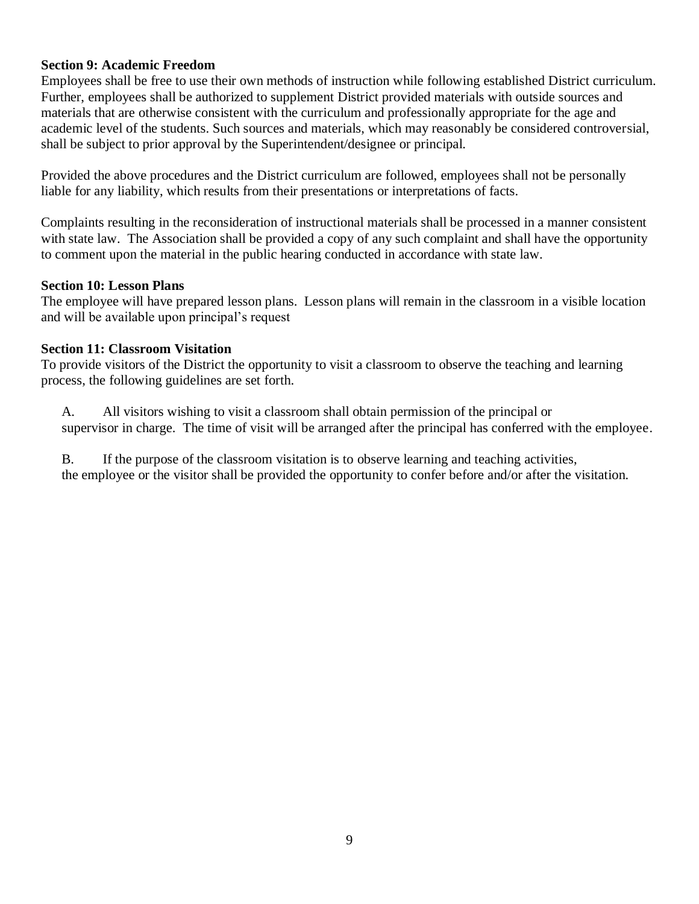**Section 9: Academic Freedom**

Employees shall be free to use their own methods of instruction while following established District curriculum. Further, employees shall be authorized to supplement District provided materials with outside sources and materials that are otherwise consistent with the curriculum and professionally appropriate for the age and academic level of the students. Such sources and materials, which may reasonably be considered controversial, shall be subject to prior approval by the Superintendent/designee or principal.

Provided the above procedures and the District curriculum are followed, employees shall not be personally liable for any liability, which results from their presentations or interpretations of facts.

Complaints resulting in the reconsideration of instructional materials shall be processed in a manner consistent with state law. The Association shall be provided a copy of any such complaint and shall have the opportunity to comment upon the material in the public hearing conducted in accordance with state law.

**Section 10: Lesson Plans**

The employee will have prepared lesson plans. Lesson plans will remain in the classroom in a visible location and will be available upon principal's request

**Section 11: Classroom Visitation**

To provide visitors of the District the opportunity to visit a classroom to observe the teaching and learning process, the following guidelines are set forth.

A. All visitors wishing to visit a classroom shall obtain permission of the principal or supervisor in charge. The time of visit will be arranged after the principal has conferred with the employee.

B. If the purpose of the classroom visitation is to observe learning and teaching activities, the employee or the visitor shall be provided the opportunity to confer before and/or after the visitation.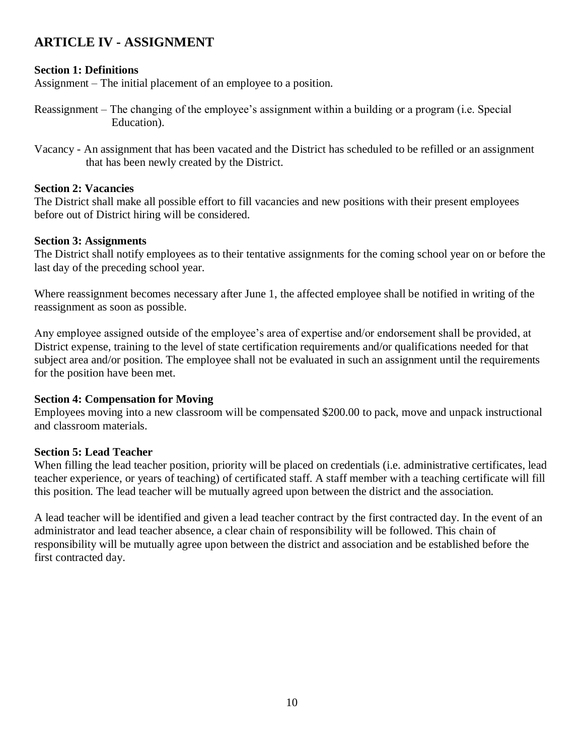## ARTICLE IV - ASSIGNMENT

**Section 1: Definitions**
Assignment – The initial placement of an employee to a position.

Reassignment – The changing of the employee's assignment within a building or a program (i.e. Special Education).

Vacancy - An assignment that has been vacated and the District has scheduled to be refilled or an assignment that has been newly created by the District.

**Section 2: Vacancies**
The District shall make all possible effort to fill vacancies and new positions with their present employees before out of District hiring will be considered.

**Section 3: Assignments**
The District shall notify employees as to their tentative assignments for the coming school year on or before the last day of the preceding school year.

Where reassignment becomes necessary after June 1, the affected employee shall be notified in writing of the reassignment as soon as possible.

Any employee assigned outside of the employee's area of expertise and/or endorsement shall be provided, at District expense, training to the level of state certification requirements and/or qualifications needed for that subject area and/or position. The employee shall not be evaluated in such an assignment until the requirements for the position have been met.

**Section 4: Compensation for Moving**
Employees moving into a new classroom will be compensated $200.00 to pack, move and unpack instructional and classroom materials.

**Section 5: Lead Teacher**
When filling the lead teacher position, priority will be placed on credentials (i.e. administrative certificates, lead teacher experience, or years of teaching) of certificated staff. A staff member with a teaching certificate will fill this position. The lead teacher will be mutually agreed upon between the district and the association.

A lead teacher will be identified and given a lead teacher contract by the first contracted day. In the event of an administrator and lead teacher absence, a clear chain of responsibility will be followed. This chain of responsibility will be mutually agree upon between the district and association and be established before the first contracted day.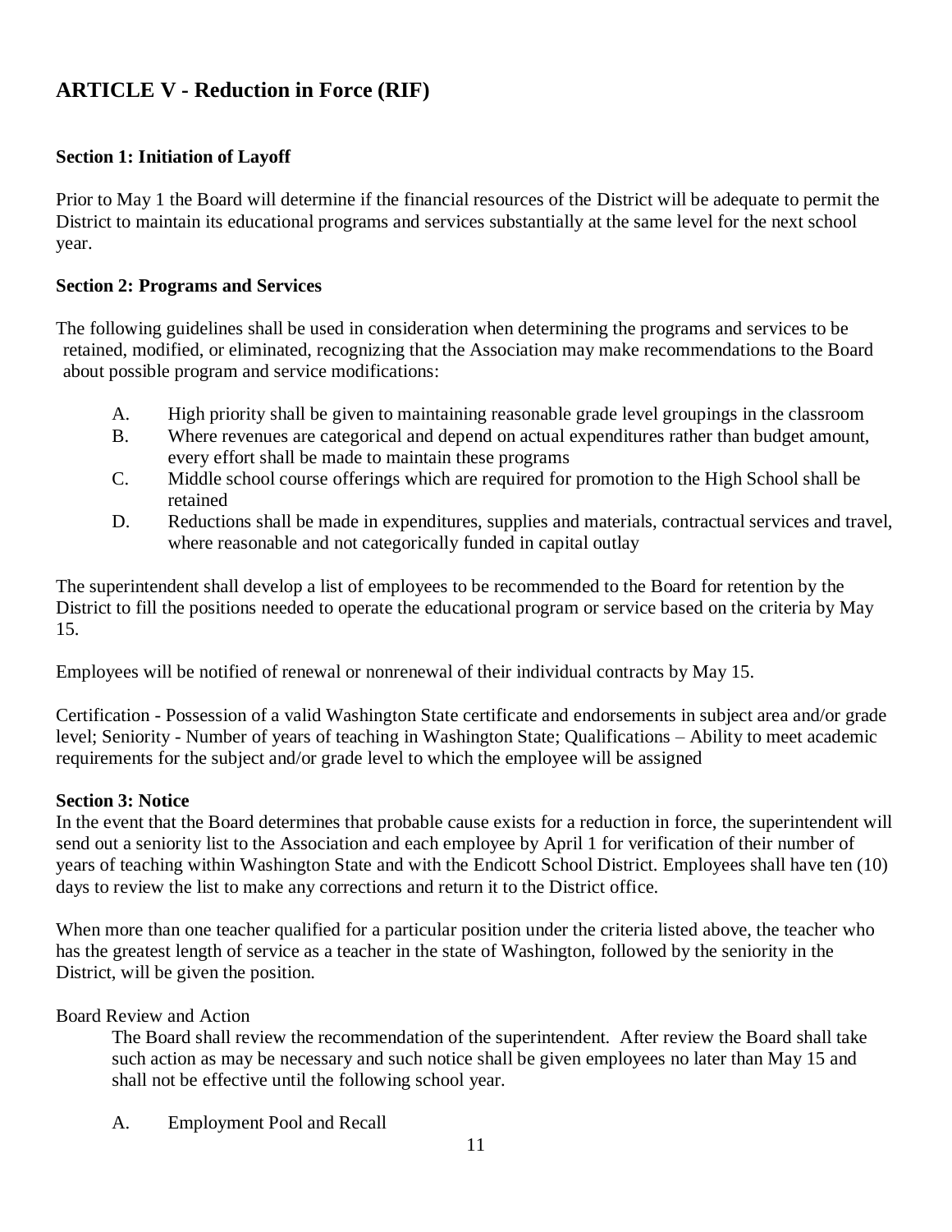## ARTICLE V - Reduction in Force (RIF)

### Section 1: Initiation of Layoff

Prior to May 1 the Board will determine if the financial resources of the District will be adequate to permit the District to maintain its educational programs and services substantially at the same level for the next school year.

### Section 2: Programs and Services

The following guidelines shall be used in consideration when determining the programs and services to be retained, modified, or eliminated, recognizing that the Association may make recommendations to the Board about possible program and service modifications:

A. High priority shall be given to maintaining reasonable grade level groupings in the classroom
B. Where revenues are categorical and depend on actual expenditures rather than budget amount, every effort shall be made to maintain these programs
C. Middle school course offerings which are required for promotion to the High School shall be retained
D. Reductions shall be made in expenditures, supplies and materials, contractual services and travel, where reasonable and not categorically funded in capital outlay

The superintendent shall develop a list of employees to be recommended to the Board for retention by the District to fill the positions needed to operate the educational program or service based on the criteria by May 15.

Employees will be notified of renewal or nonrenewal of their individual contracts by May 15.

Certification - Possession of a valid Washington State certificate and endorsements in subject area and/or grade level; Seniority - Number of years of teaching in Washington State; Qualifications – Ability to meet academic requirements for the subject and/or grade level to which the employee will be assigned

### Section 3: Notice

In the event that the Board determines that probable cause exists for a reduction in force, the superintendent will send out a seniority list to the Association and each employee by April 1 for verification of their number of years of teaching within Washington State and with the Endicott School District. Employees shall have ten (10) days to review the list to make any corrections and return it to the District office.

When more than one teacher qualified for a particular position under the criteria listed above, the teacher who has the greatest length of service as a teacher in the state of Washington, followed by the seniority in the District, will be given the position.

Board Review and Action

The Board shall review the recommendation of the superintendent. After review the Board shall take such action as may be necessary and such notice shall be given employees no later than May 15 and shall not be effective until the following school year.

A. Employment Pool and Recall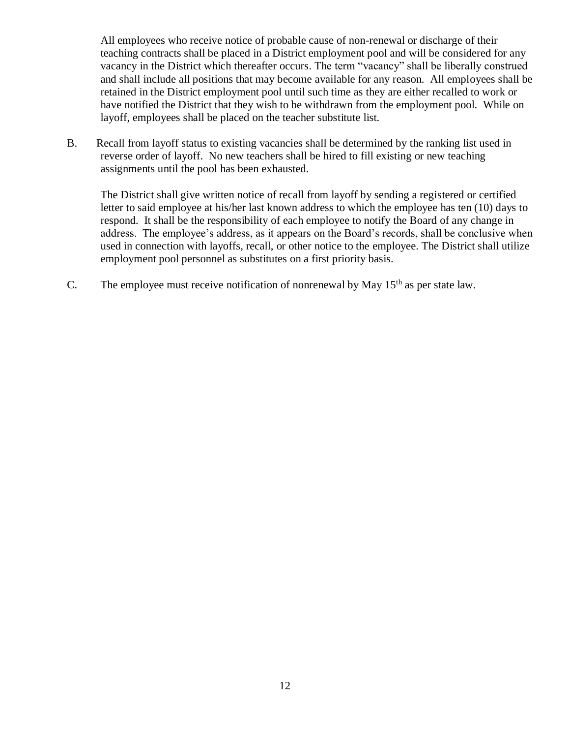All employees who receive notice of probable cause of non-renewal or discharge of their teaching contracts shall be placed in a District employment pool and will be considered for any vacancy in the District which thereafter occurs. The term "vacancy" shall be liberally construed and shall include all positions that may become available for any reason. All employees shall be retained in the District employment pool until such time as they are either recalled to work or have notified the District that they wish to be withdrawn from the employment pool. While on layoff, employees shall be placed on the teacher substitute list.

B. Recall from layoff status to existing vacancies shall be determined by the ranking list used in reverse order of layoff. No new teachers shall be hired to fill existing or new teaching assignments until the pool has been exhausted.

The District shall give written notice of recall from layoff by sending a registered or certified letter to said employee at his/her last known address to which the employee has ten (10) days to respond. It shall be the responsibility of each employee to notify the Board of any change in address. The employee's address, as it appears on the Board's records, shall be conclusive when used in connection with layoffs, recall, or other notice to the employee. The District shall utilize employment pool personnel as substitutes on a first priority basis.

C. The employee must receive notification of nonrenewal by May 15th as per state law.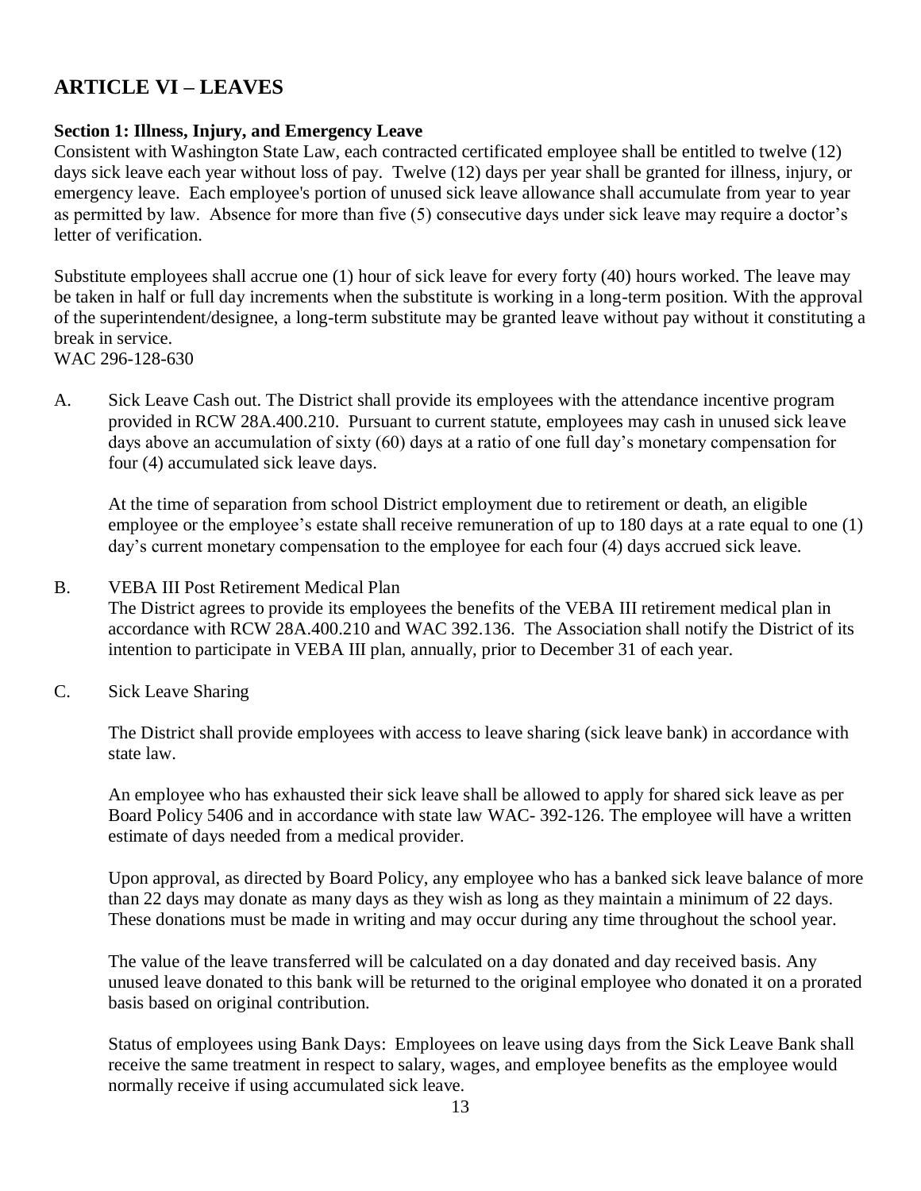# ARTICLE VI – LEAVES

**Section 1: Illness, Injury, and Emergency Leave**

Consistent with Washington State Law, each contracted certificated employee shall be entitled to twelve (12) days sick leave each year without loss of pay. Twelve (12) days per year shall be granted for illness, injury, or emergency leave. Each employee's portion of unused sick leave allowance shall accumulate from year to year as permitted by law. Absence for more than five (5) consecutive days under sick leave may require a doctor's letter of verification.

Substitute employees shall accrue one (1) hour of sick leave for every forty (40) hours worked. The leave may be taken in half or full day increments when the substitute is working in a long-term position. With the approval of the superintendent/designee, a long-term substitute may be granted leave without pay without it constituting a break in service.
WAC 296-128-630

A. Sick Leave Cash out. The District shall provide its employees with the attendance incentive program provided in RCW 28A.400.210. Pursuant to current statute, employees may cash in unused sick leave days above an accumulation of sixty (60) days at a ratio of one full day's monetary compensation for four (4) accumulated sick leave days.

   At the time of separation from school District employment due to retirement or death, an eligible employee or the employee's estate shall receive remuneration of up to 180 days at a rate equal to one (1) day's current monetary compensation to the employee for each four (4) days accrued sick leave.

B. VEBA III Post Retirement Medical Plan
   The District agrees to provide its employees the benefits of the VEBA III retirement medical plan in accordance with RCW 28A.400.210 and WAC 392.136. The Association shall notify the District of its intention to participate in VEBA III plan, annually, prior to December 31 of each year.

C. Sick Leave Sharing

   The District shall provide employees with access to leave sharing (sick leave bank) in accordance with state law.

   An employee who has exhausted their sick leave shall be allowed to apply for shared sick leave as per Board Policy 5406 and in accordance with state law WAC- 392-126. The employee will have a written estimate of days needed from a medical provider.

   Upon approval, as directed by Board Policy, any employee who has a banked sick leave balance of more than 22 days may donate as many days as they wish as long as they maintain a minimum of 22 days. These donations must be made in writing and may occur during any time throughout the school year.

   The value of the leave transferred will be calculated on a day donated and day received basis. Any unused leave donated to this bank will be returned to the original employee who donated it on a prorated basis based on original contribution.

   Status of employees using Bank Days: Employees on leave using days from the Sick Leave Bank shall receive the same treatment in respect to salary, wages, and employee benefits as the employee would normally receive if using accumulated sick leave.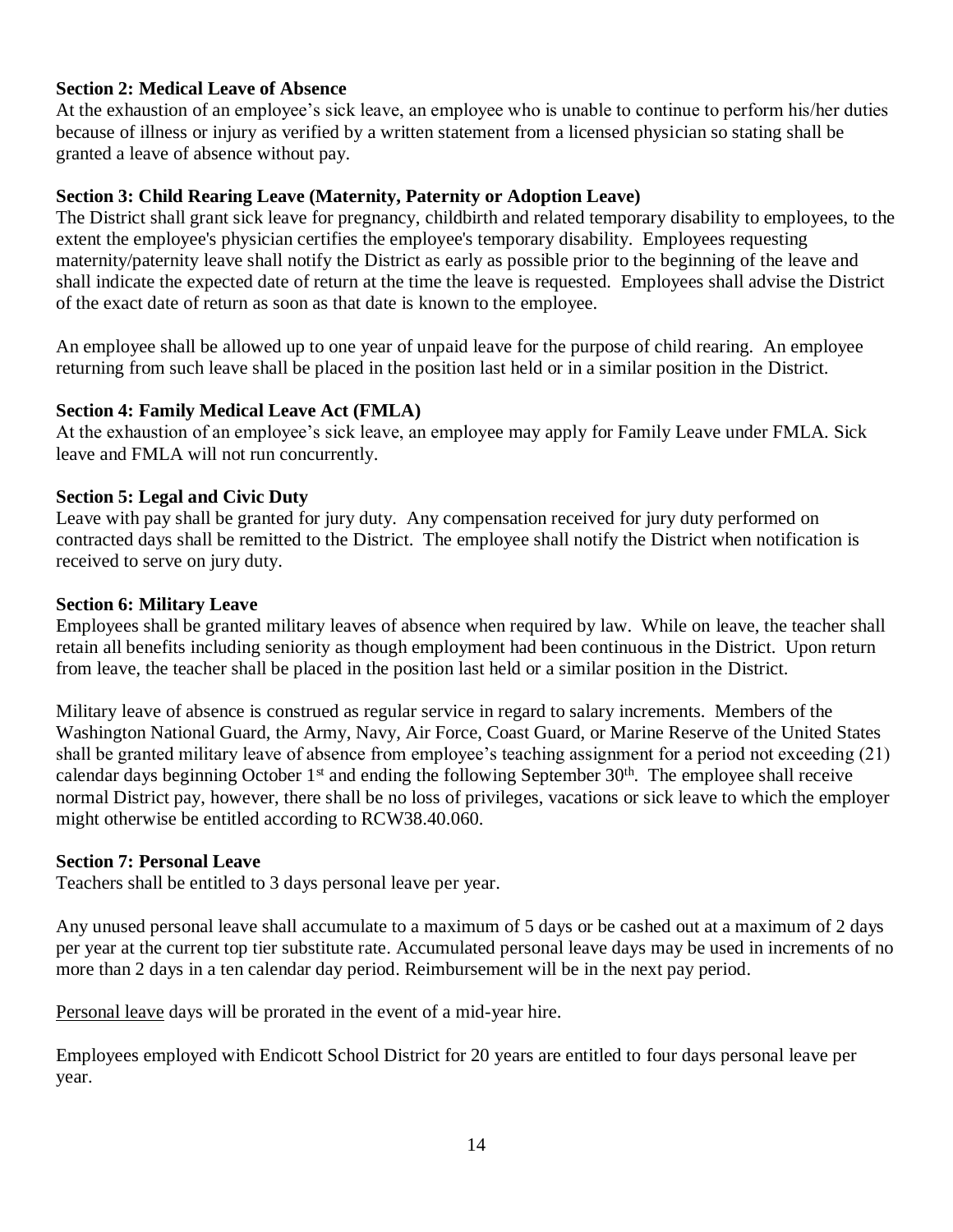**Section 2: Medical Leave of Absence**

At the exhaustion of an employee's sick leave, an employee who is unable to continue to perform his/her duties because of illness or injury as verified by a written statement from a licensed physician so stating shall be granted a leave of absence without pay.

**Section 3: Child Rearing Leave (Maternity, Paternity or Adoption Leave)**

The District shall grant sick leave for pregnancy, childbirth and related temporary disability to employees, to the extent the employee's physician certifies the employee's temporary disability. Employees requesting maternity/paternity leave shall notify the District as early as possible prior to the beginning of the leave and shall indicate the expected date of return at the time the leave is requested. Employees shall advise the District of the exact date of return as soon as that date is known to the employee.

An employee shall be allowed up to one year of unpaid leave for the purpose of child rearing. An employee returning from such leave shall be placed in the position last held or in a similar position in the District.

**Section 4: Family Medical Leave Act (FMLA)**

At the exhaustion of an employee's sick leave, an employee may apply for Family Leave under FMLA. Sick leave and FMLA will not run concurrently.

**Section 5: Legal and Civic Duty**

Leave with pay shall be granted for jury duty. Any compensation received for jury duty performed on contracted days shall be remitted to the District. The employee shall notify the District when notification is received to serve on jury duty.

**Section 6: Military Leave**

Employees shall be granted military leaves of absence when required by law. While on leave, the teacher shall retain all benefits including seniority as though employment had been continuous in the District. Upon return from leave, the teacher shall be placed in the position last held or a similar position in the District.

Military leave of absence is construed as regular service in regard to salary increments. Members of the Washington National Guard, the Army, Navy, Air Force, Coast Guard, or Marine Reserve of the United States shall be granted military leave of absence from employee's teaching assignment for a period not exceeding (21) calendar days beginning October 1st and ending the following September 30th. The employee shall receive normal District pay, however, there shall be no loss of privileges, vacations or sick leave to which the employer might otherwise be entitled according to RCW38.40.060.

**Section 7: Personal Leave**

Teachers shall be entitled to 3 days personal leave per year.

Any unused personal leave shall accumulate to a maximum of 5 days or be cashed out at a maximum of 2 days per year at the current top tier substitute rate. Accumulated personal leave days may be used in increments of no more than 2 days in a ten calendar day period. Reimbursement will be in the next pay period.

Personal leave days will be prorated in the event of a mid-year hire.

Employees employed with Endicott School District for 20 years are entitled to four days personal leave per year.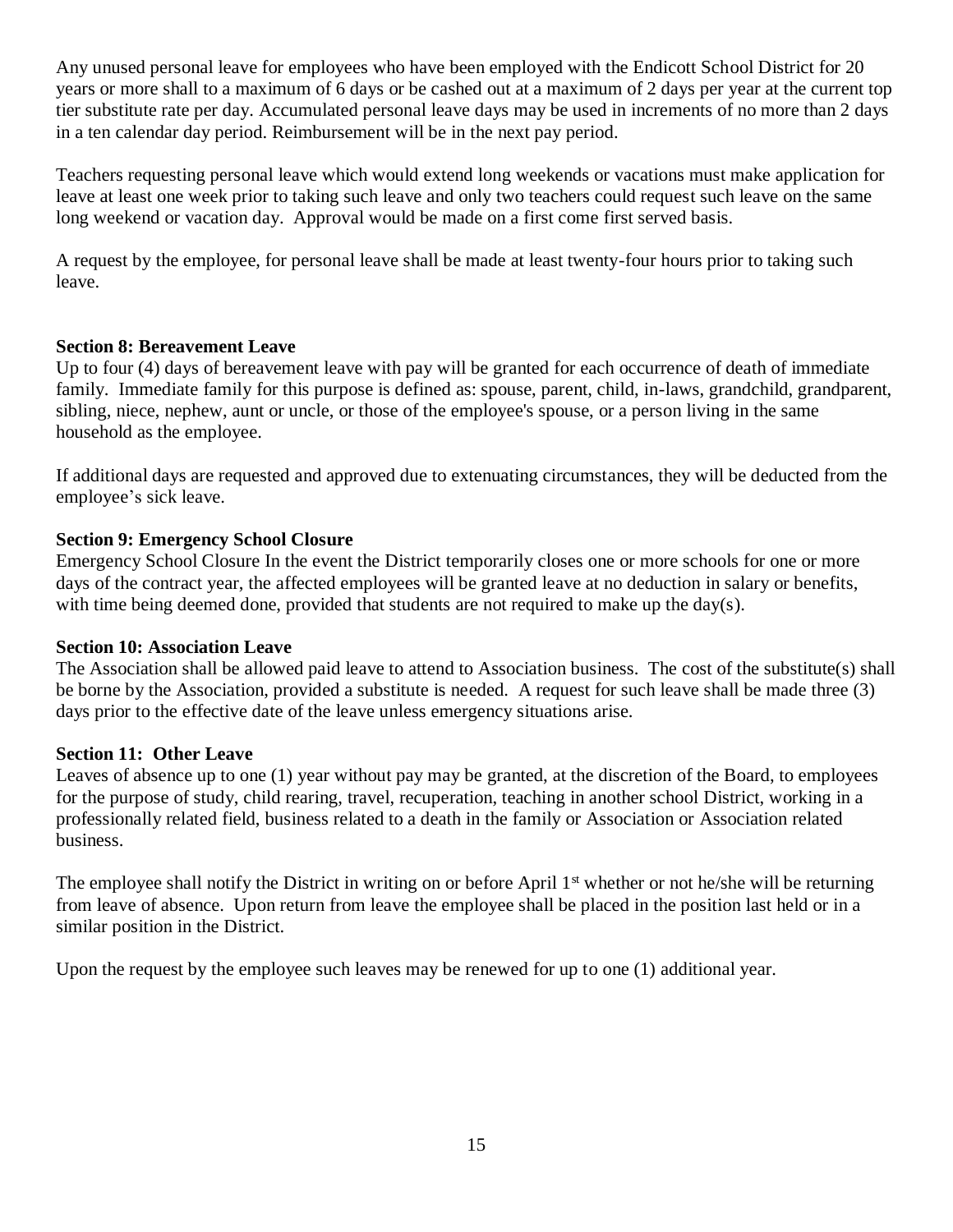Any unused personal leave for employees who have been employed with the Endicott School District for 20 years or more shall to a maximum of 6 days or be cashed out at a maximum of 2 days per year at the current top tier substitute rate per day. Accumulated personal leave days may be used in increments of no more than 2 days in a ten calendar day period. Reimbursement will be in the next pay period.

Teachers requesting personal leave which would extend long weekends or vacations must make application for leave at least one week prior to taking such leave and only two teachers could request such leave on the same long weekend or vacation day. Approval would be made on a first come first served basis.

A request by the employee, for personal leave shall be made at least twenty-four hours prior to taking such leave.

**Section 8: Bereavement Leave**

Up to four (4) days of bereavement leave with pay will be granted for each occurrence of death of immediate family. Immediate family for this purpose is defined as: spouse, parent, child, in-laws, grandchild, grandparent, sibling, niece, nephew, aunt or uncle, or those of the employee's spouse, or a person living in the same household as the employee.

If additional days are requested and approved due to extenuating circumstances, they will be deducted from the employee's sick leave.

**Section 9: Emergency School Closure**

Emergency School Closure In the event the District temporarily closes one or more schools for one or more days of the contract year, the affected employees will be granted leave at no deduction in salary or benefits, with time being deemed done, provided that students are not required to make up the day(s).

**Section 10: Association Leave**

The Association shall be allowed paid leave to attend to Association business. The cost of the substitute(s) shall be borne by the Association, provided a substitute is needed. A request for such leave shall be made three (3) days prior to the effective date of the leave unless emergency situations arise.

**Section 11: Other Leave**

Leaves of absence up to one (1) year without pay may be granted, at the discretion of the Board, to employees for the purpose of study, child rearing, travel, recuperation, teaching in another school District, working in a professionally related field, business related to a death in the family or Association or Association related business.

The employee shall notify the District in writing on or before April 1st whether or not he/she will be returning from leave of absence. Upon return from leave the employee shall be placed in the position last held or in a similar position in the District.

Upon the request by the employee such leaves may be renewed for up to one (1) additional year.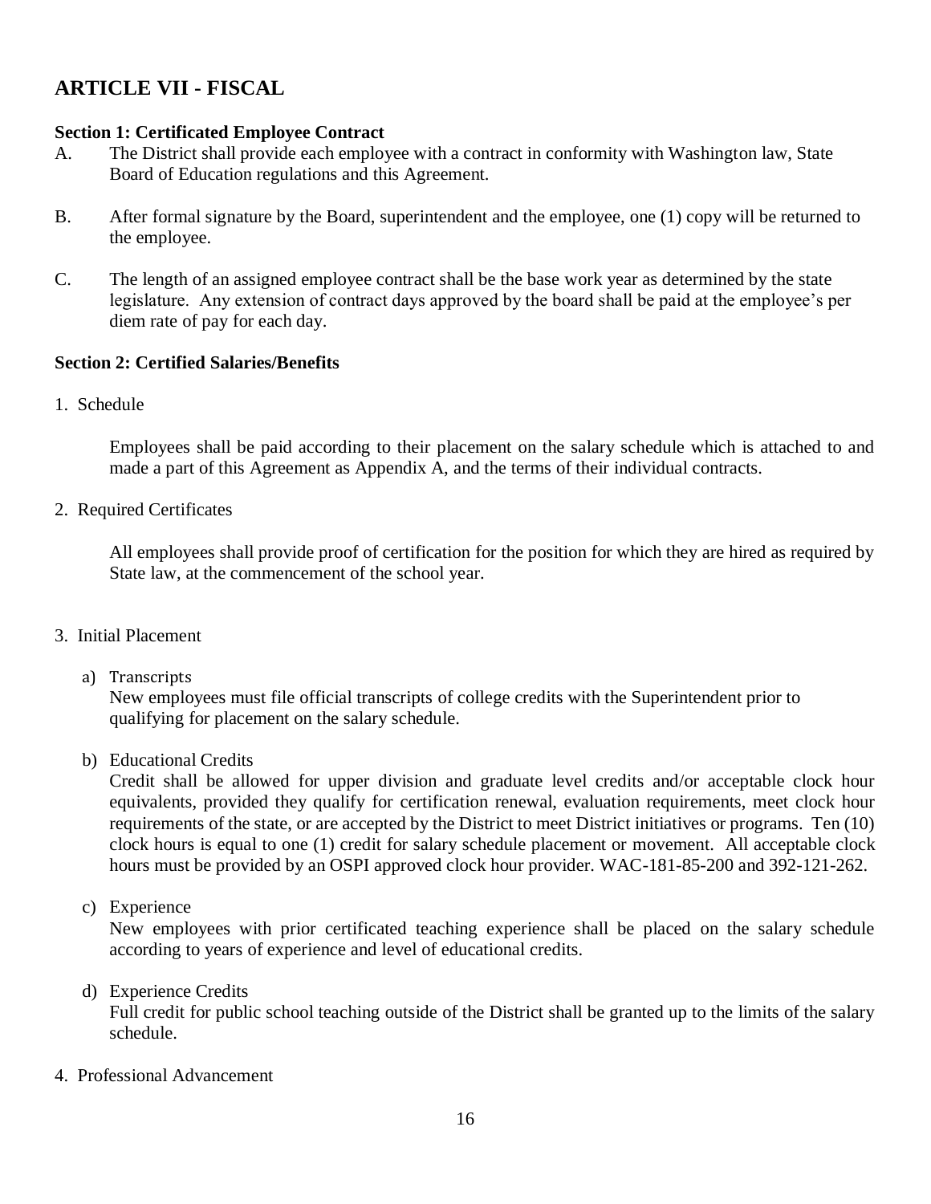## ARTICLE VII - FISCAL

**Section 1: Certificated Employee Contract**

A. The District shall provide each employee with a contract in conformity with Washington law, State Board of Education regulations and this Agreement.

B. After formal signature by the Board, superintendent and the employee, one (1) copy will be returned to the employee.

C. The length of an assigned employee contract shall be the base work year as determined by the state legislature. Any extension of contract days approved by the board shall be paid at the employee's per diem rate of pay for each day.

**Section 2: Certified Salaries/Benefits**

1. Schedule

   Employees shall be paid according to their placement on the salary schedule which is attached to and made a part of this Agreement as Appendix A, and the terms of their individual contracts.

2. Required Certificates

   All employees shall provide proof of certification for the position for which they are hired as required by State law, at the commencement of the school year.

3. Initial Placement

   a) Transcripts
   New employees must file official transcripts of college credits with the Superintendent prior to qualifying for placement on the salary schedule.

   b) Educational Credits
   Credit shall be allowed for upper division and graduate level credits and/or acceptable clock hour equivalents, provided they qualify for certification renewal, evaluation requirements, meet clock hour requirements of the state, or are accepted by the District to meet District initiatives or programs. Ten (10) clock hours is equal to one (1) credit for salary schedule placement or movement. All acceptable clock hours must be provided by an OSPI approved clock hour provider. WAC-181-85-200 and 392-121-262.

   c) Experience
   New employees with prior certificated teaching experience shall be placed on the salary schedule according to years of experience and level of educational credits.

   d) Experience Credits
   Full credit for public school teaching outside of the District shall be granted up to the limits of the salary schedule.

4. Professional Advancement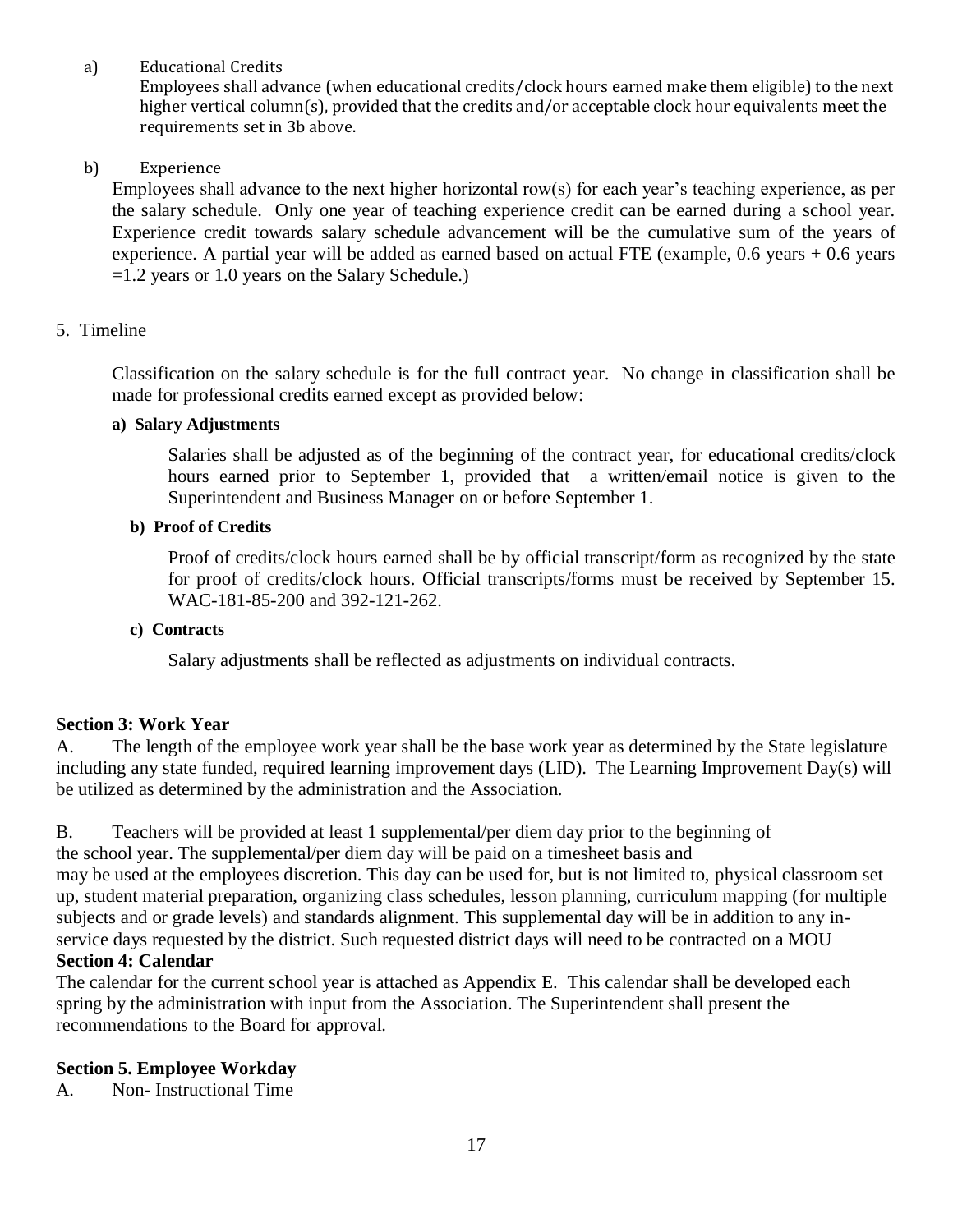a) Educational Credits

Employees shall advance (when educational credits/clock hours earned make them eligible) to the next higher vertical column(s), provided that the credits and/or acceptable clock hour equivalents meet the requirements set in 3b above.

b) Experience

Employees shall advance to the next higher horizontal row(s) for each year's teaching experience, as per the salary schedule. Only one year of teaching experience credit can be earned during a school year. Experience credit towards salary schedule advancement will be the cumulative sum of the years of experience. A partial year will be added as earned based on actual FTE (example, 0.6 years + 0.6 years =1.2 years or 1.0 years on the Salary Schedule.)

5. Timeline

Classification on the salary schedule is for the full contract year. No change in classification shall be made for professional credits earned except as provided below:

**a) Salary Adjustments**

Salaries shall be adjusted as of the beginning of the contract year, for educational credits/clock hours earned prior to September 1, provided that a written/email notice is given to the Superintendent and Business Manager on or before September 1.

**b) Proof of Credits**

Proof of credits/clock hours earned shall be by official transcript/form as recognized by the state for proof of credits/clock hours. Official transcripts/forms must be received by September 15. WAC-181-85-200 and 392-121-262.

**c) Contracts**

Salary adjustments shall be reflected as adjustments on individual contracts.

## Section 3: Work Year

A. The length of the employee work year shall be the base work year as determined by the State legislature including any state funded, required learning improvement days (LID). The Learning Improvement Day(s) will be utilized as determined by the administration and the Association.

B. Teachers will be provided at least 1 supplemental/per diem day prior to the beginning of the school year. The supplemental/per diem day will be paid on a timesheet basis and may be used at the employees discretion. This day can be used for, but is not limited to, physical classroom set up, student material preparation, organizing class schedules, lesson planning, curriculum mapping (for multiple subjects and or grade levels) and standards alignment. This supplemental day will be in addition to any in-service days requested by the district. Such requested district days will need to be contracted on a MOU

## Section 4: Calendar

The calendar for the current school year is attached as Appendix E. This calendar shall be developed each spring by the administration with input from the Association. The Superintendent shall present the recommendations to the Board for approval.

## Section 5. Employee Workday

A. Non- Instructional Time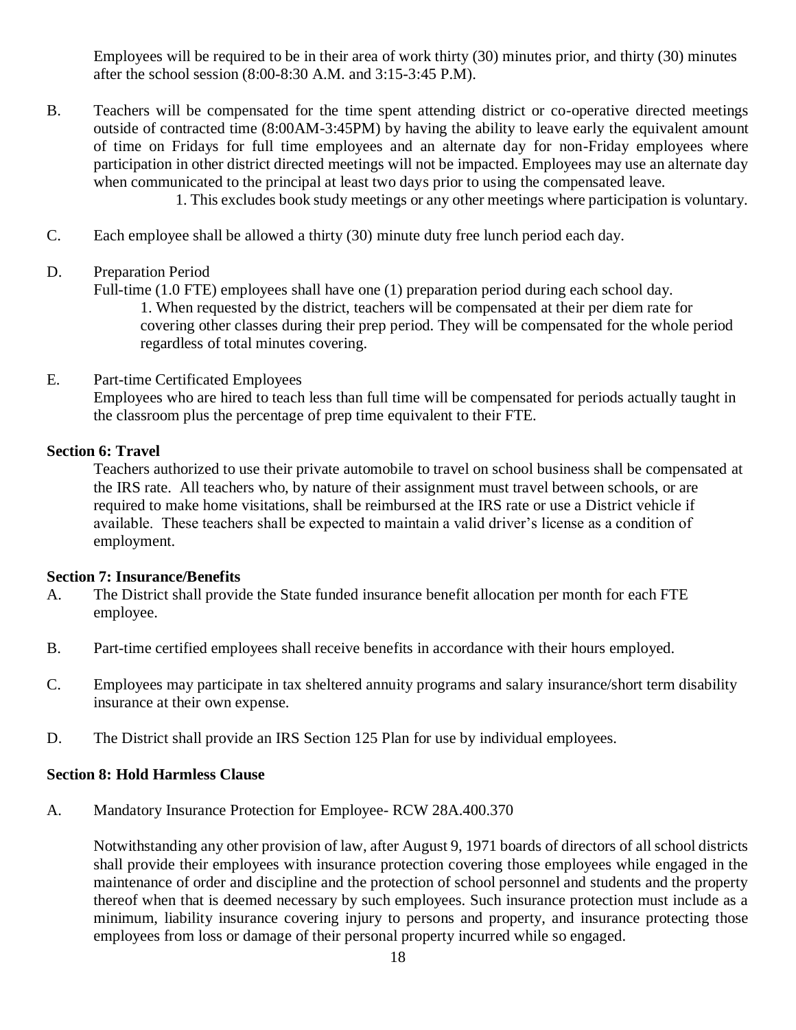Employees will be required to be in their area of work thirty (30) minutes prior, and thirty (30) minutes after the school session (8:00-8:30 A.M. and 3:15-3:45 P.M).

B. Teachers will be compensated for the time spent attending district or co-operative directed meetings outside of contracted time (8:00AM-3:45PM) by having the ability to leave early the equivalent amount of time on Fridays for full time employees and an alternate day for non-Friday employees where participation in other district directed meetings will not be impacted. Employees may use an alternate day when communicated to the principal at least two days prior to using the compensated leave.
   1. This excludes book study meetings or any other meetings where participation is voluntary.

C. Each employee shall be allowed a thirty (30) minute duty free lunch period each day.

D. Preparation Period
   Full-time (1.0 FTE) employees shall have one (1) preparation period during each school day.
   1. When requested by the district, teachers will be compensated at their per diem rate for covering other classes during their prep period. They will be compensated for the whole period regardless of total minutes covering.

E. Part-time Certificated Employees
   Employees who are hired to teach less than full time will be compensated for periods actually taught in the classroom plus the percentage of prep time equivalent to their FTE.

**Section 6: Travel**

Teachers authorized to use their private automobile to travel on school business shall be compensated at the IRS rate. All teachers who, by nature of their assignment must travel between schools, or are required to make home visitations, shall be reimbursed at the IRS rate or use a District vehicle if available. These teachers shall be expected to maintain a valid driver's license as a condition of employment.

**Section 7: Insurance/Benefits**

A. The District shall provide the State funded insurance benefit allocation per month for each FTE employee.

B. Part-time certified employees shall receive benefits in accordance with their hours employed.

C. Employees may participate in tax sheltered annuity programs and salary insurance/short term disability insurance at their own expense.

D. The District shall provide an IRS Section 125 Plan for use by individual employees.

**Section 8: Hold Harmless Clause**

A. Mandatory Insurance Protection for Employee- RCW 28A.400.370

Notwithstanding any other provision of law, after August 9, 1971 boards of directors of all school districts shall provide their employees with insurance protection covering those employees while engaged in the maintenance of order and discipline and the protection of school personnel and students and the property thereof when that is deemed necessary by such employees. Such insurance protection must include as a minimum, liability insurance covering injury to persons and property, and insurance protecting those employees from loss or damage of their personal property incurred while so engaged.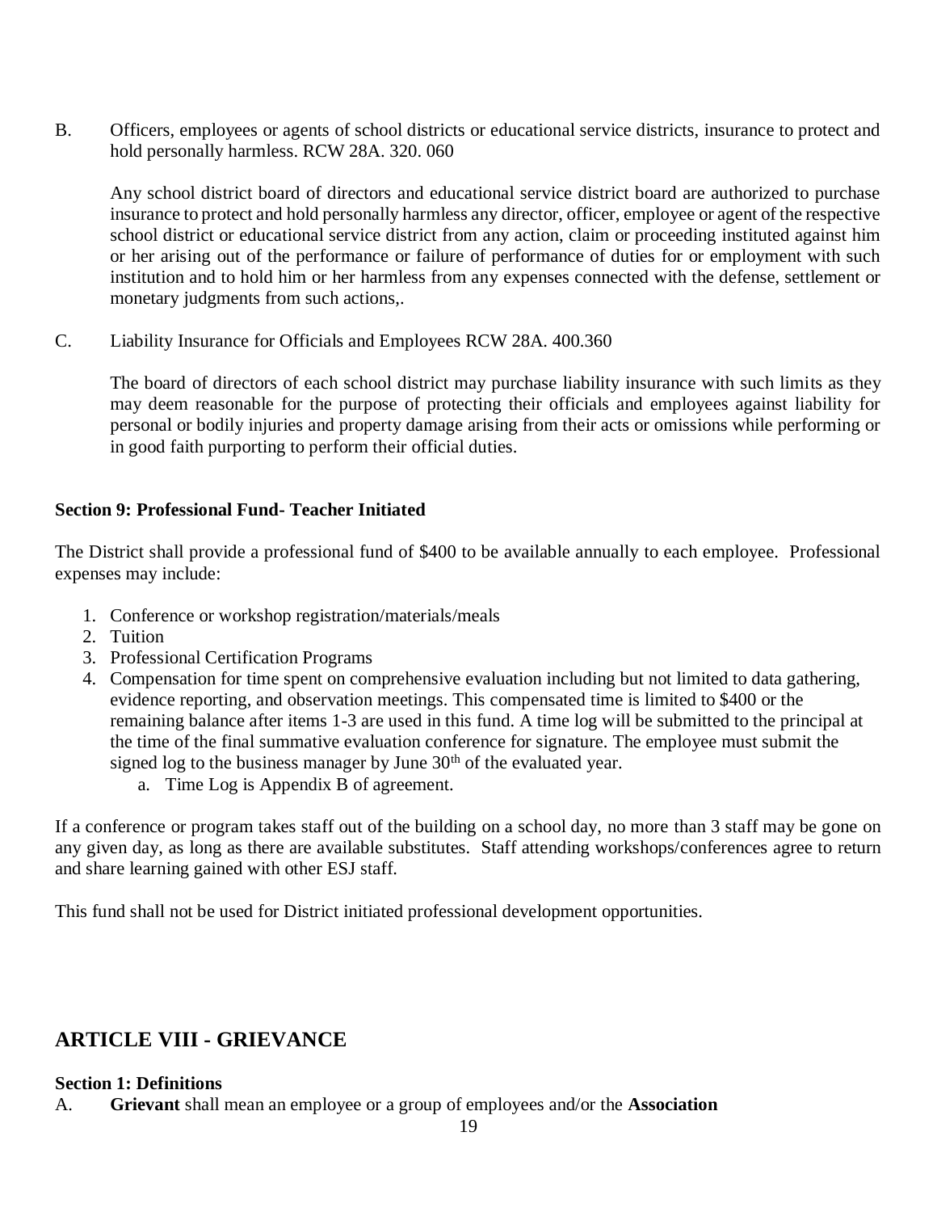B. Officers, employees or agents of school districts or educational service districts, insurance to protect and hold personally harmless. RCW 28A. 320. 060

Any school district board of directors and educational service district board are authorized to purchase insurance to protect and hold personally harmless any director, officer, employee or agent of the respective school district or educational service district from any action, claim or proceeding instituted against him or her arising out of the performance or failure of performance of duties for or employment with such institution and to hold him or her harmless from any expenses connected with the defense, settlement or monetary judgments from such actions,.

C. Liability Insurance for Officials and Employees RCW 28A. 400.360

The board of directors of each school district may purchase liability insurance with such limits as they may deem reasonable for the purpose of protecting their officials and employees against liability for personal or bodily injuries and property damage arising from their acts or omissions while performing or in good faith purporting to perform their official duties.

**Section 9: Professional Fund- Teacher Initiated**

The District shall provide a professional fund of $400 to be available annually to each employee. Professional expenses may include:

1. Conference or workshop registration/materials/meals
2. Tuition
3. Professional Certification Programs
4. Compensation for time spent on comprehensive evaluation including but not limited to data gathering, evidence reporting, and observation meetings. This compensated time is limited to $400 or the remaining balance after items 1-3 are used in this fund. A time log will be submitted to the principal at the time of the final summative evaluation conference for signature. The employee must submit the signed log to the business manager by June 30th of the evaluated year.
   a. Time Log is Appendix B of agreement.

If a conference or program takes staff out of the building on a school day, no more than 3 staff may be gone on any given day, as long as there are available substitutes. Staff attending workshops/conferences agree to return and share learning gained with other ESJ staff.

This fund shall not be used for District initiated professional development opportunities.

## ARTICLE VIII - GRIEVANCE

**Section 1: Definitions**

A. **Grievant** shall mean an employee or a group of employees and/or the **Association**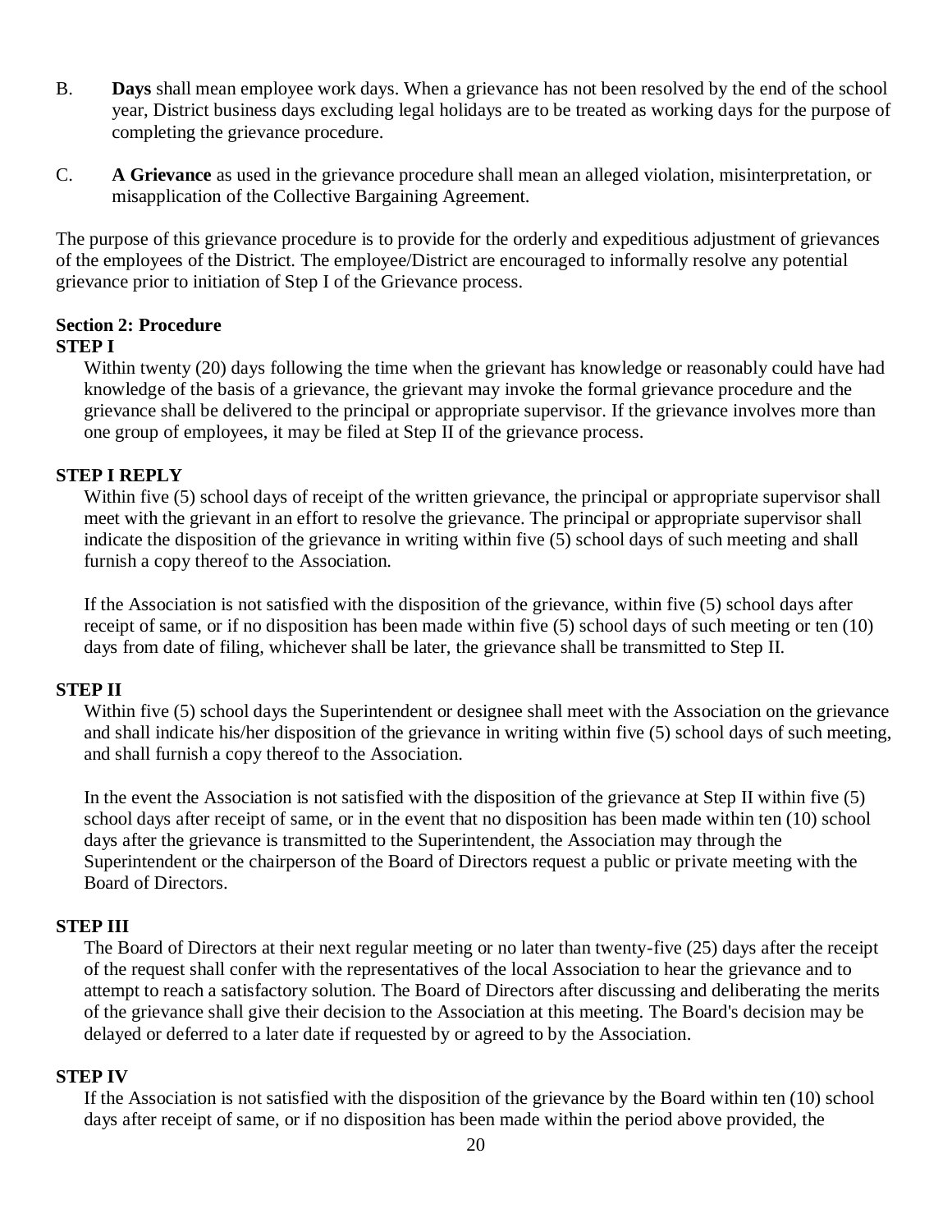B. **Days** shall mean employee work days. When a grievance has not been resolved by the end of the school year, District business days excluding legal holidays are to be treated as working days for the purpose of completing the grievance procedure.

C. **A Grievance** as used in the grievance procedure shall mean an alleged violation, misinterpretation, or misapplication of the Collective Bargaining Agreement.

The purpose of this grievance procedure is to provide for the orderly and expeditious adjustment of grievances of the employees of the District. The employee/District are encouraged to informally resolve any potential grievance prior to initiation of Step I of the Grievance process.

**Section 2: Procedure**

**STEP I**

Within twenty (20) days following the time when the grievant has knowledge or reasonably could have had knowledge of the basis of a grievance, the grievant may invoke the formal grievance procedure and the grievance shall be delivered to the principal or appropriate supervisor. If the grievance involves more than one group of employees, it may be filed at Step II of the grievance process.

**STEP I REPLY**

Within five (5) school days of receipt of the written grievance, the principal or appropriate supervisor shall meet with the grievant in an effort to resolve the grievance. The principal or appropriate supervisor shall indicate the disposition of the grievance in writing within five (5) school days of such meeting and shall furnish a copy thereof to the Association.

If the Association is not satisfied with the disposition of the grievance, within five (5) school days after receipt of same, or if no disposition has been made within five (5) school days of such meeting or ten (10) days from date of filing, whichever shall be later, the grievance shall be transmitted to Step II.

**STEP II**

Within five (5) school days the Superintendent or designee shall meet with the Association on the grievance and shall indicate his/her disposition of the grievance in writing within five (5) school days of such meeting, and shall furnish a copy thereof to the Association.

In the event the Association is not satisfied with the disposition of the grievance at Step II within five (5) school days after receipt of same, or in the event that no disposition has been made within ten (10) school days after the grievance is transmitted to the Superintendent, the Association may through the Superintendent or the chairperson of the Board of Directors request a public or private meeting with the Board of Directors.

**STEP III**

The Board of Directors at their next regular meeting or no later than twenty-five (25) days after the receipt of the request shall confer with the representatives of the local Association to hear the grievance and to attempt to reach a satisfactory solution. The Board of Directors after discussing and deliberating the merits of the grievance shall give their decision to the Association at this meeting. The Board's decision may be delayed or deferred to a later date if requested by or agreed to by the Association.

**STEP IV**

If the Association is not satisfied with the disposition of the grievance by the Board within ten (10) school days after receipt of same, or if no disposition has been made within the period above provided, the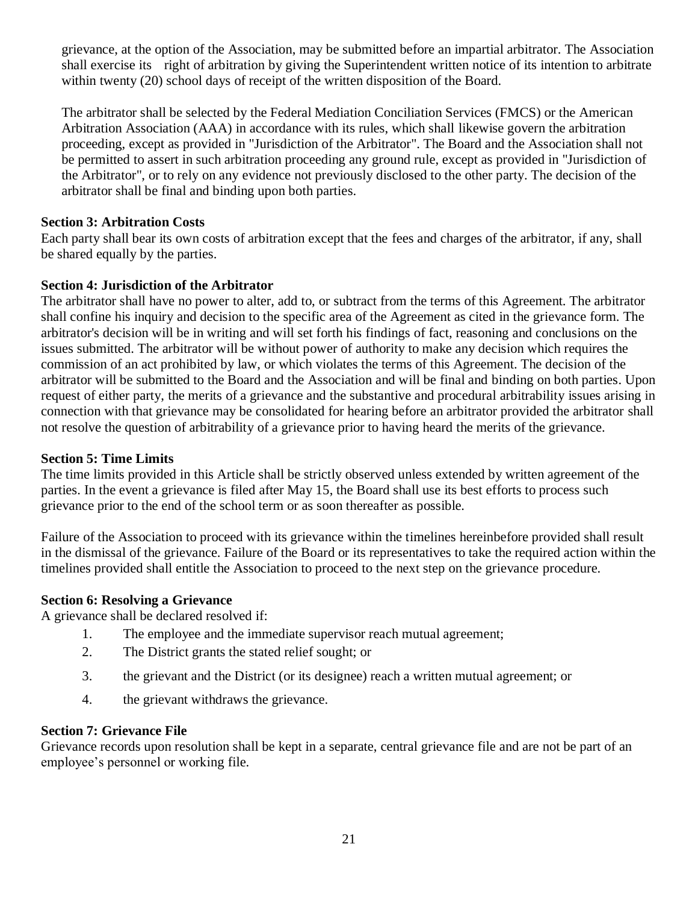grievance, at the option of the Association, may be submitted before an impartial arbitrator. The Association shall exercise its right of arbitration by giving the Superintendent written notice of its intention to arbitrate within twenty (20) school days of receipt of the written disposition of the Board.

The arbitrator shall be selected by the Federal Mediation Conciliation Services (FMCS) or the American Arbitration Association (AAA) in accordance with its rules, which shall likewise govern the arbitration proceeding, except as provided in "Jurisdiction of the Arbitrator". The Board and the Association shall not be permitted to assert in such arbitration proceeding any ground rule, except as provided in "Jurisdiction of the Arbitrator", or to rely on any evidence not previously disclosed to the other party. The decision of the arbitrator shall be final and binding upon both parties.

**Section 3: Arbitration Costs**

Each party shall bear its own costs of arbitration except that the fees and charges of the arbitrator, if any, shall be shared equally by the parties.

**Section 4: Jurisdiction of the Arbitrator**

The arbitrator shall have no power to alter, add to, or subtract from the terms of this Agreement. The arbitrator shall confine his inquiry and decision to the specific area of the Agreement as cited in the grievance form. The arbitrator's decision will be in writing and will set forth his findings of fact, reasoning and conclusions on the issues submitted. The arbitrator will be without power of authority to make any decision which requires the commission of an act prohibited by law, or which violates the terms of this Agreement. The decision of the arbitrator will be submitted to the Board and the Association and will be final and binding on both parties. Upon request of either party, the merits of a grievance and the substantive and procedural arbitrability issues arising in connection with that grievance may be consolidated for hearing before an arbitrator provided the arbitrator shall not resolve the question of arbitrability of a grievance prior to having heard the merits of the grievance.

**Section 5: Time Limits**

The time limits provided in this Article shall be strictly observed unless extended by written agreement of the parties. In the event a grievance is filed after May 15, the Board shall use its best efforts to process such grievance prior to the end of the school term or as soon thereafter as possible.

Failure of the Association to proceed with its grievance within the timelines hereinbefore provided shall result in the dismissal of the grievance. Failure of the Board or its representatives to take the required action within the timelines provided shall entitle the Association to proceed to the next step on the grievance procedure.

**Section 6: Resolving a Grievance**

A grievance shall be declared resolved if:

1. The employee and the immediate supervisor reach mutual agreement;
2. The District grants the stated relief sought; or
3. the grievant and the District (or its designee) reach a written mutual agreement; or
4. the grievant withdraws the grievance.

**Section 7: Grievance File**

Grievance records upon resolution shall be kept in a separate, central grievance file and are not be part of an employee's personnel or working file.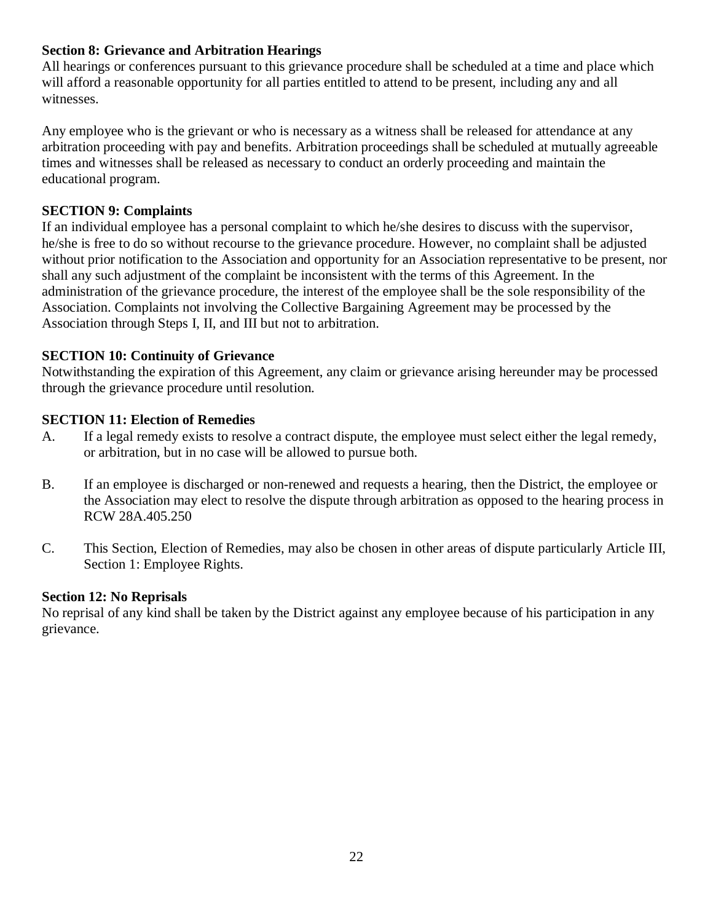**Section 8: Grievance and Arbitration Hearings**

All hearings or conferences pursuant to this grievance procedure shall be scheduled at a time and place which will afford a reasonable opportunity for all parties entitled to attend to be present, including any and all witnesses.

Any employee who is the grievant or who is necessary as a witness shall be released for attendance at any arbitration proceeding with pay and benefits. Arbitration proceedings shall be scheduled at mutually agreeable times and witnesses shall be released as necessary to conduct an orderly proceeding and maintain the educational program.

**SECTION 9: Complaints**

If an individual employee has a personal complaint to which he/she desires to discuss with the supervisor, he/she is free to do so without recourse to the grievance procedure. However, no complaint shall be adjusted without prior notification to the Association and opportunity for an Association representative to be present, nor shall any such adjustment of the complaint be inconsistent with the terms of this Agreement. In the administration of the grievance procedure, the interest of the employee shall be the sole responsibility of the Association. Complaints not involving the Collective Bargaining Agreement may be processed by the Association through Steps I, II, and III but not to arbitration.

**SECTION 10: Continuity of Grievance**

Notwithstanding the expiration of this Agreement, any claim or grievance arising hereunder may be processed through the grievance procedure until resolution.

**SECTION 11: Election of Remedies**

A. If a legal remedy exists to resolve a contract dispute, the employee must select either the legal remedy, or arbitration, but in no case will be allowed to pursue both.

B. If an employee is discharged or non-renewed and requests a hearing, then the District, the employee or the Association may elect to resolve the dispute through arbitration as opposed to the hearing process in RCW 28A.405.250

C. This Section, Election of Remedies, may also be chosen in other areas of dispute particularly Article III, Section 1: Employee Rights.

**Section 12: No Reprisals**

No reprisal of any kind shall be taken by the District against any employee because of his participation in any grievance.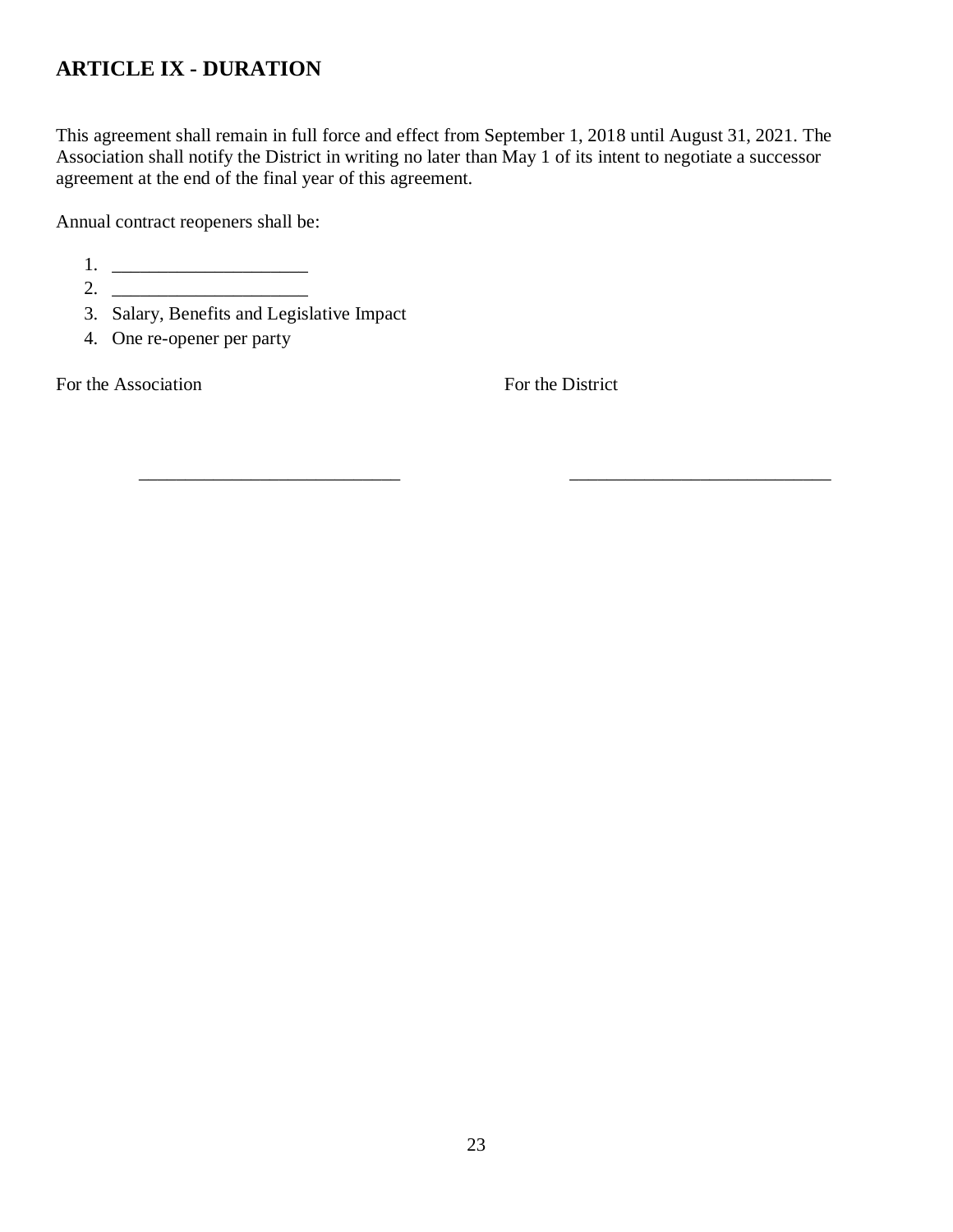## ARTICLE IX - DURATION

This agreement shall remain in full force and effect from September 1, 2018 until August 31, 2021. The Association shall notify the District in writing no later than May 1 of its intent to negotiate a successor agreement at the end of the final year of this agreement.

Annual contract reopeners shall be:

1. ____________________
2. ____________________
3. Salary, Benefits and Legislative Impact
4. One re-opener per party

For the Association

___________________________

For the District

___________________________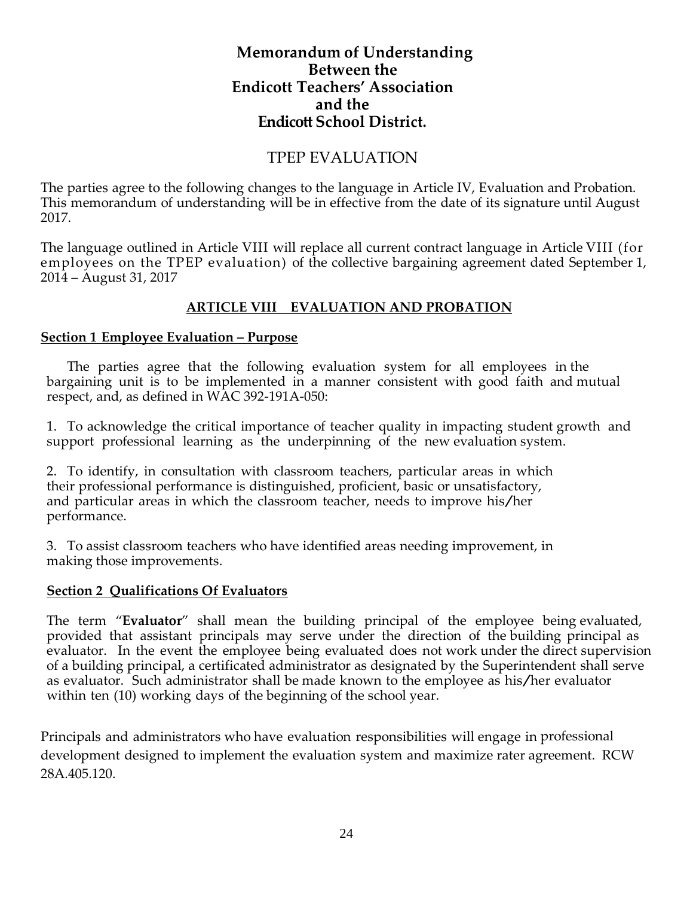# Memorandum of Understanding
# Between the
# Endicott Teachers' Association
# and the
# Endicott School District.

## TPEP EVALUATION

The parties agree to the following changes to the language in Article IV, Evaluation and Probation. This memorandum of understanding will be in effective from the date of its signature until August 2017.

The language outlined in Article VIII will replace all current contract language in Article VIII (for employees on the TPEP evaluation) of the collective bargaining agreement dated September 1, 2014 – August 31, 2017

## ARTICLE VIII EVALUATION AND PROBATION

### Section 1 Employee Evaluation – Purpose

The parties agree that the following evaluation system for all employees in the bargaining unit is to be implemented in a manner consistent with good faith and mutual respect, and, as defined in WAC 392-191A-050:

1. To acknowledge the critical importance of teacher quality in impacting student growth and support professional learning as the underpinning of the new evaluation system.

2. To identify, in consultation with classroom teachers, particular areas in which their professional performance is distinguished, proficient, basic or unsatisfactory, and particular areas in which the classroom teacher, needs to improve his/her performance.

3. To assist classroom teachers who have identified areas needing improvement, in making those improvements.

### Section 2 Qualifications Of Evaluators

The term "**Evaluator**" shall mean the building principal of the employee being evaluated, provided that assistant principals may serve under the direction of the building principal as evaluator. In the event the employee being evaluated does not work under the direct supervision of a building principal, a certificated administrator as designated by the Superintendent shall serve as evaluator. Such administrator shall be made known to the employee as his/her evaluator within ten (10) working days of the beginning of the school year.

Principals and administrators who have evaluation responsibilities will engage in professional development designed to implement the evaluation system and maximize rater agreement. RCW 28A.405.120.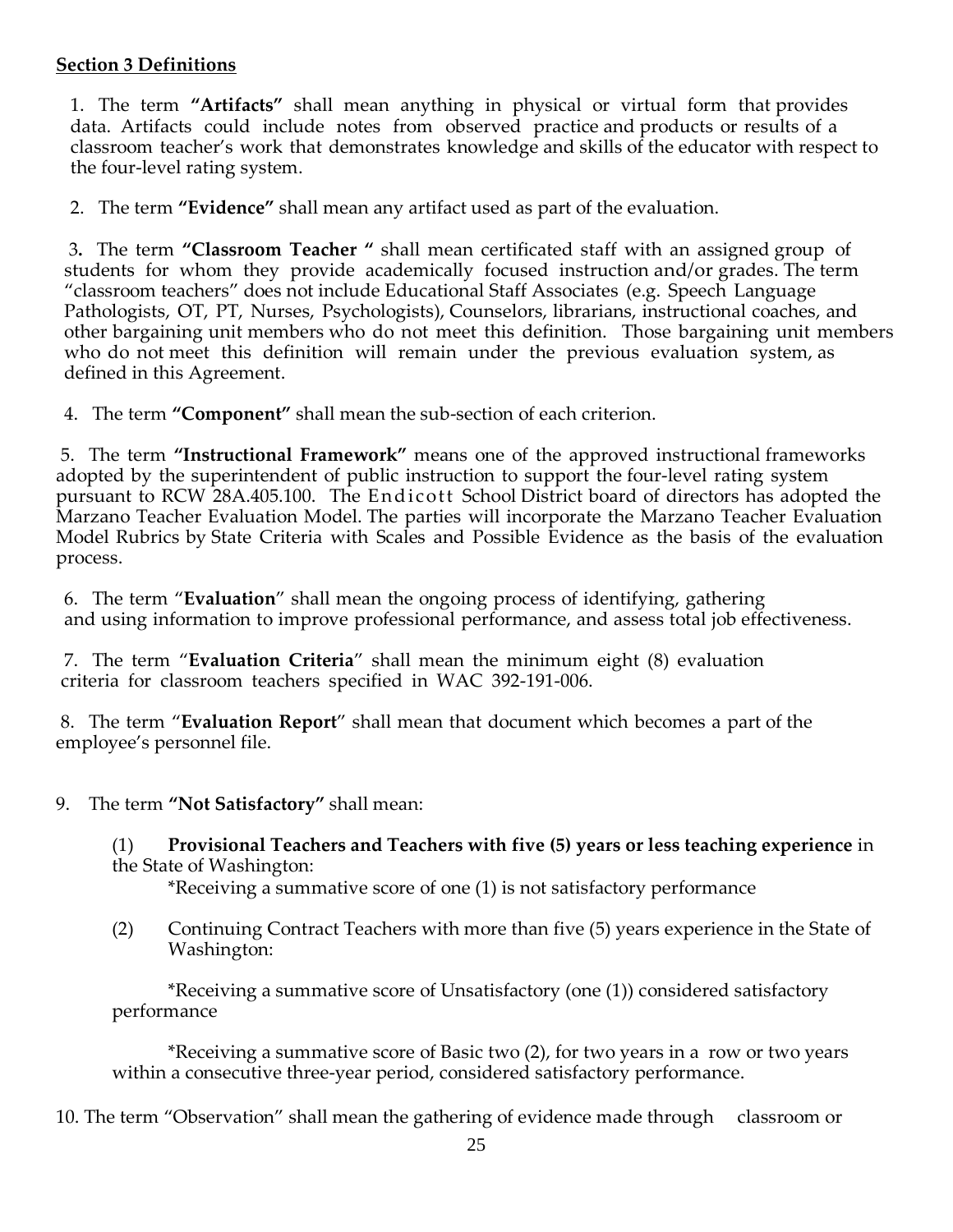**Section 3 Definitions**

1. The term **"Artifacts"** shall mean anything in physical or virtual form that provides data. Artifacts could include notes from observed practice and products or results of a classroom teacher's work that demonstrates knowledge and skills of the educator with respect to the four-level rating system.

2. The term **"Evidence"** shall mean any artifact used as part of the evaluation.

3. The term **"Classroom Teacher "** shall mean certificated staff with an assigned group of students for whom they provide academically focused instruction and/or grades. The term "classroom teachers" does not include Educational Staff Associates (e.g. Speech Language Pathologists, OT, PT, Nurses, Psychologists), Counselors, librarians, instructional coaches, and other bargaining unit members who do not meet this definition. Those bargaining unit members who do not meet this definition will remain under the previous evaluation system, as defined in this Agreement.

4. The term **"Component"** shall mean the sub-section of each criterion.

5. The term **"Instructional Framework"** means one of the approved instructional frameworks adopted by the superintendent of public instruction to support the four-level rating system pursuant to RCW 28A.405.100. The Endicott School District board of directors has adopted the Marzano Teacher Evaluation Model. The parties will incorporate the Marzano Teacher Evaluation Model Rubrics by State Criteria with Scales and Possible Evidence as the basis of the evaluation process.

6. The term "**Evaluation**" shall mean the ongoing process of identifying, gathering and using information to improve professional performance, and assess total job effectiveness.

7. The term "**Evaluation Criteria**" shall mean the minimum eight (8) evaluation criteria for classroom teachers specified in WAC 392-191-006.

8. The term "**Evaluation Report**" shall mean that document which becomes a part of the employee's personnel file.

9. The term **"Not Satisfactory"** shall mean:

   (1) **Provisional Teachers and Teachers with five (5) years or less teaching experience** in the State of Washington:

   *Receiving a summative score of one (1) is not satisfactory performance

   (2) Continuing Contract Teachers with more than five (5) years experience in the State of Washington:

   *Receiving a summative score of Unsatisfactory (one (1)) considered satisfactory performance

   *Receiving a summative score of Basic two (2), for two years in a row or two years within a consecutive three-year period, considered satisfactory performance.

10. The term "Observation" shall mean the gathering of evidence made through classroom or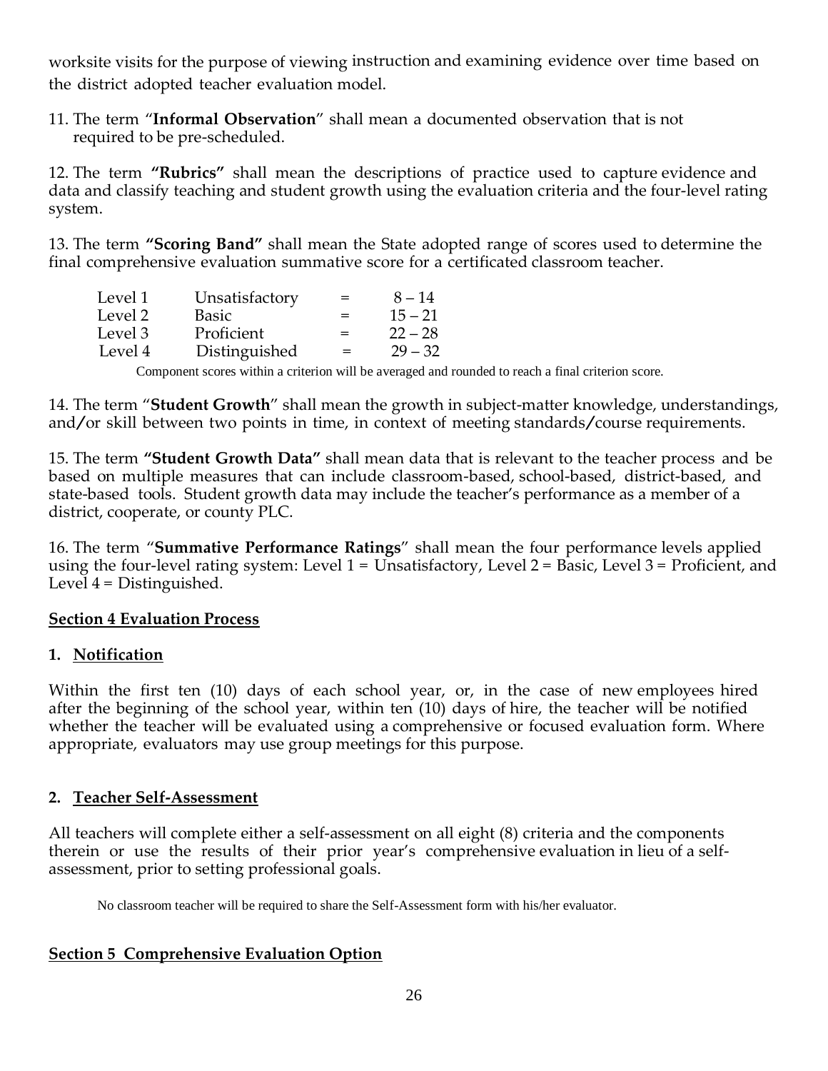worksite visits for the purpose of viewing instruction and examining evidence over time based on the district adopted teacher evaluation model.

11. The term "**Informal Observation**" shall mean a documented observation that is not required to be pre-scheduled.

12. The term **"Rubrics"** shall mean the descriptions of practice used to capture evidence and data and classify teaching and student growth using the evaluation criteria and the four-level rating system.

13. The term **"Scoring Band"** shall mean the State adopted range of scores used to determine the final comprehensive evaluation summative score for a certificated classroom teacher.

| | | | |
|---|---|---|---|
| Level 1 | Unsatisfactory | = | 8 – 14 |
| Level 2 | Basic | = | 15 – 21 |
| Level 3 | Proficient | = | 22 – 28 |
| Level 4 | Distinguished | = | 29 – 32 |

Component scores within a criterion will be averaged and rounded to reach a final criterion score.

14. The term "**Student Growth**" shall mean the growth in subject-matter knowledge, understandings, and/or skill between two points in time, in context of meeting standards/course requirements.

15. The term **"Student Growth Data"** shall mean data that is relevant to the teacher process and be based on multiple measures that can include classroom-based, school-based, district-based, and state-based tools. Student growth data may include the teacher's performance as a member of a district, cooperate, or county PLC.

16. The term "**Summative Performance Ratings**" shall mean the four performance levels applied using the four-level rating system: Level 1 = Unsatisfactory, Level 2 = Basic, Level 3 = Proficient, and Level 4 = Distinguished.

## Section 4 Evaluation Process

### 1. Notification

Within the first ten (10) days of each school year, or, in the case of new employees hired after the beginning of the school year, within ten (10) days of hire, the teacher will be notified whether the teacher will be evaluated using a comprehensive or focused evaluation form. Where appropriate, evaluators may use group meetings for this purpose.

### 2. Teacher Self-Assessment

All teachers will complete either a self-assessment on all eight (8) criteria and the components therein or use the results of their prior year's comprehensive evaluation in lieu of a self-assessment, prior to setting professional goals.

No classroom teacher will be required to share the Self-Assessment form with his/her evaluator.

## Section 5 Comprehensive Evaluation Option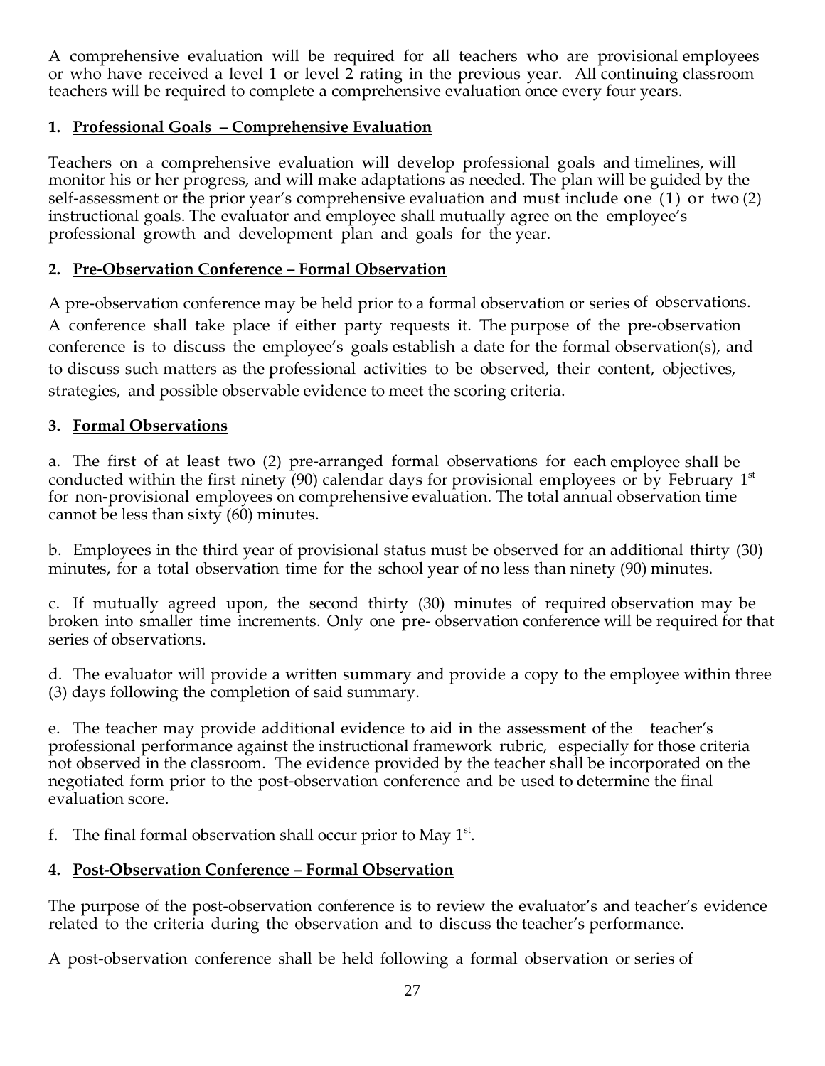A comprehensive evaluation will be required for all teachers who are provisional employees or who have received a level 1 or level 2 rating in the previous year. All continuing classroom teachers will be required to complete a comprehensive evaluation once every four years.

### 1. Professional Goals – Comprehensive Evaluation

Teachers on a comprehensive evaluation will develop professional goals and timelines, will monitor his or her progress, and will make adaptations as needed. The plan will be guided by the self-assessment or the prior year's comprehensive evaluation and must include one (1) or two (2) instructional goals. The evaluator and employee shall mutually agree on the employee's professional growth and development plan and goals for the year.

### 2. Pre-Observation Conference – Formal Observation

A pre-observation conference may be held prior to a formal observation or series of observations. A conference shall take place if either party requests it. The purpose of the pre-observation conference is to discuss the employee's goals establish a date for the formal observation(s), and to discuss such matters as the professional activities to be observed, their content, objectives, strategies, and possible observable evidence to meet the scoring criteria.

### 3. Formal Observations

a. The first of at least two (2) pre-arranged formal observations for each employee shall be conducted within the first ninety (90) calendar days for provisional employees or by February 1st for non-provisional employees on comprehensive evaluation. The total annual observation time cannot be less than sixty (60) minutes.

b. Employees in the third year of provisional status must be observed for an additional thirty (30) minutes, for a total observation time for the school year of no less than ninety (90) minutes.

c. If mutually agreed upon, the second thirty (30) minutes of required observation may be broken into smaller time increments. Only one pre- observation conference will be required for that series of observations.

d. The evaluator will provide a written summary and provide a copy to the employee within three (3) days following the completion of said summary.

e. The teacher may provide additional evidence to aid in the assessment of the teacher's professional performance against the instructional framework rubric, especially for those criteria not observed in the classroom. The evidence provided by the teacher shall be incorporated on the negotiated form prior to the post-observation conference and be used to determine the final evaluation score.

f. The final formal observation shall occur prior to May 1st.

### 4. Post-Observation Conference – Formal Observation

The purpose of the post-observation conference is to review the evaluator's and teacher's evidence related to the criteria during the observation and to discuss the teacher's performance.

A post-observation conference shall be held following a formal observation or series of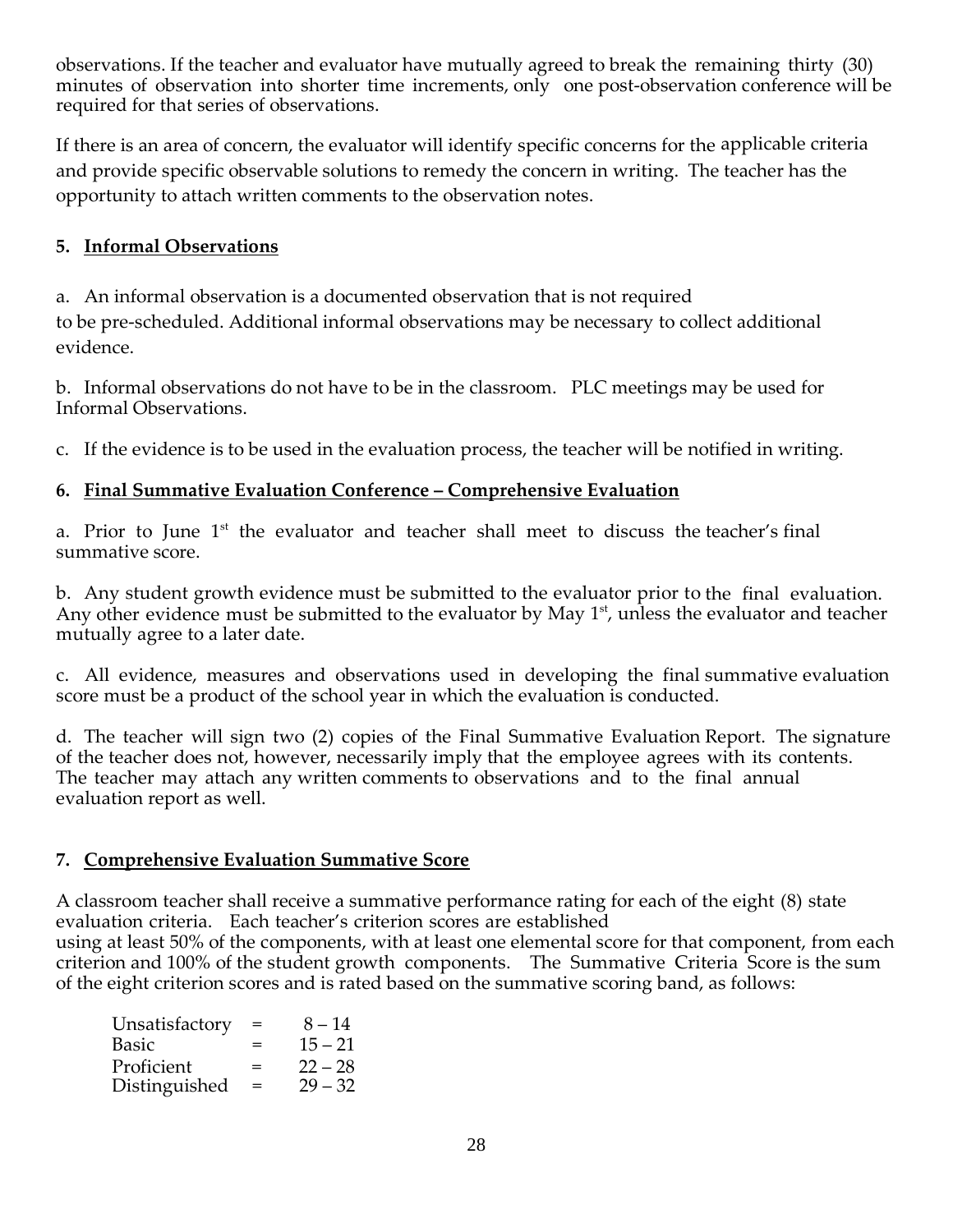observations. If the teacher and evaluator have mutually agreed to break the remaining thirty (30) minutes of observation into shorter time increments, only one post-observation conference will be required for that series of observations.

If there is an area of concern, the evaluator will identify specific concerns for the applicable criteria and provide specific observable solutions to remedy the concern in writing. The teacher has the opportunity to attach written comments to the observation notes.

**5. Informal Observations**

a. An informal observation is a documented observation that is not required to be pre-scheduled. Additional informal observations may be necessary to collect additional evidence.

b. Informal observations do not have to be in the classroom. PLC meetings may be used for Informal Observations.

c. If the evidence is to be used in the evaluation process, the teacher will be notified in writing.

**6. Final Summative Evaluation Conference – Comprehensive Evaluation**

a. Prior to June 1st the evaluator and teacher shall meet to discuss the teacher's final summative score.

b. Any student growth evidence must be submitted to the evaluator prior to the final evaluation. Any other evidence must be submitted to the evaluator by May 1st, unless the evaluator and teacher mutually agree to a later date.

c. All evidence, measures and observations used in developing the final summative evaluation score must be a product of the school year in which the evaluation is conducted.

d. The teacher will sign two (2) copies of the Final Summative Evaluation Report. The signature of the teacher does not, however, necessarily imply that the employee agrees with its contents. The teacher may attach any written comments to observations and to the final annual evaluation report as well.

**7. Comprehensive Evaluation Summative Score**

A classroom teacher shall receive a summative performance rating for each of the eight (8) state evaluation criteria. Each teacher's criterion scores are established using at least 50% of the components, with at least one elemental score for that component, from each criterion and 100% of the student growth components. The Summative Criteria Score is the sum of the eight criterion scores and is rated based on the summative scoring band, as follows:

| | | |
|---|---|---|
| Unsatisfactory | = | 8 – 14 |
| Basic | = | 15 – 21 |
| Proficient | = | 22 – 28 |
| Distinguished | = | 29 – 32 |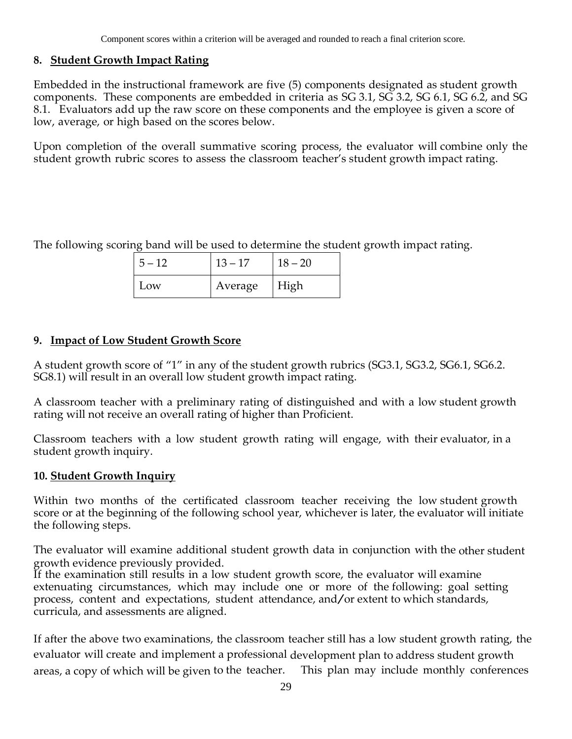Component scores within a criterion will be averaged and rounded to reach a final criterion score.

**8. Student Growth Impact Rating**

Embedded in the instructional framework are five (5) components designated as student growth components. These components are embedded in criteria as SG 3.1, SG 3.2, SG 6.1, SG 6.2, and SG 8.1. Evaluators add up the raw score on these components and the employee is given a score of low, average, or high based on the scores below.

Upon completion of the overall summative scoring process, the evaluator will combine only the student growth rubric scores to assess the classroom teacher's student growth impact rating.

The following scoring band will be used to determine the student growth impact rating.

| 5 – 12 | 13 – 17 | 18 – 20 |
|---|---|---|
| Low | Average | High |

**9. Impact of Low Student Growth Score**

A student growth score of "1" in any of the student growth rubrics (SG3.1, SG3.2, SG6.1, SG6.2. SG8.1) will result in an overall low student growth impact rating.

A classroom teacher with a preliminary rating of distinguished and with a low student growth rating will not receive an overall rating of higher than Proficient.

Classroom teachers with a low student growth rating will engage, with their evaluator, in a student growth inquiry.

**10. Student Growth Inquiry**

Within two months of the certificated classroom teacher receiving the low student growth score or at the beginning of the following school year, whichever is later, the evaluator will initiate the following steps.

The evaluator will examine additional student growth data in conjunction with the other student growth evidence previously provided.
If the examination still results in a low student growth score, the evaluator will examine extenuating circumstances, which may include one or more of the following: goal setting process, content and expectations, student attendance, and/or extent to which standards, curricula, and assessments are aligned.

If after the above two examinations, the classroom teacher still has a low student growth rating, the evaluator will create and implement a professional development plan to address student growth areas, a copy of which will be given to the teacher. This plan may include monthly conferences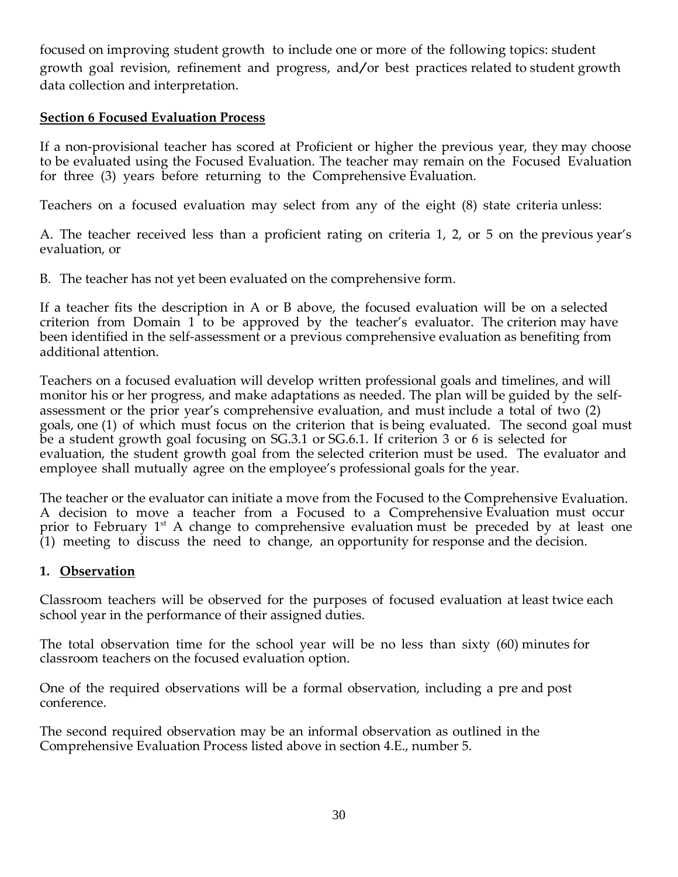focused on improving student growth to include one or more of the following topics: student growth goal revision, refinement and progress, and/or best practices related to student growth data collection and interpretation.

**Section 6 Focused Evaluation Process**

If a non-provisional teacher has scored at Proficient or higher the previous year, they may choose to be evaluated using the Focused Evaluation. The teacher may remain on the Focused Evaluation for three (3) years before returning to the Comprehensive Evaluation.

Teachers on a focused evaluation may select from any of the eight (8) state criteria unless:

A. The teacher received less than a proficient rating on criteria 1, 2, or 5 on the previous year's evaluation, or

B. The teacher has not yet been evaluated on the comprehensive form.

If a teacher fits the description in A or B above, the focused evaluation will be on a selected criterion from Domain 1 to be approved by the teacher's evaluator. The criterion may have been identified in the self-assessment or a previous comprehensive evaluation as benefiting from additional attention.

Teachers on a focused evaluation will develop written professional goals and timelines, and will monitor his or her progress, and make adaptations as needed. The plan will be guided by the self-assessment or the prior year's comprehensive evaluation, and must include a total of two (2) goals, one (1) of which must focus on the criterion that is being evaluated. The second goal must be a student growth goal focusing on SG.3.1 or SG.6.1. If criterion 3 or 6 is selected for evaluation, the student growth goal from the selected criterion must be used. The evaluator and employee shall mutually agree on the employee's professional goals for the year.

The teacher or the evaluator can initiate a move from the Focused to the Comprehensive Evaluation. A decision to move a teacher from a Focused to a Comprehensive Evaluation must occur prior to February 1st A change to comprehensive evaluation must be preceded by at least one (1) meeting to discuss the need to change, an opportunity for response and the decision.

1. **Observation**

Classroom teachers will be observed for the purposes of focused evaluation at least twice each school year in the performance of their assigned duties.

The total observation time for the school year will be no less than sixty (60) minutes for classroom teachers on the focused evaluation option.

One of the required observations will be a formal observation, including a pre and post conference.

The second required observation may be an informal observation as outlined in the Comprehensive Evaluation Process listed above in section 4.E., number 5.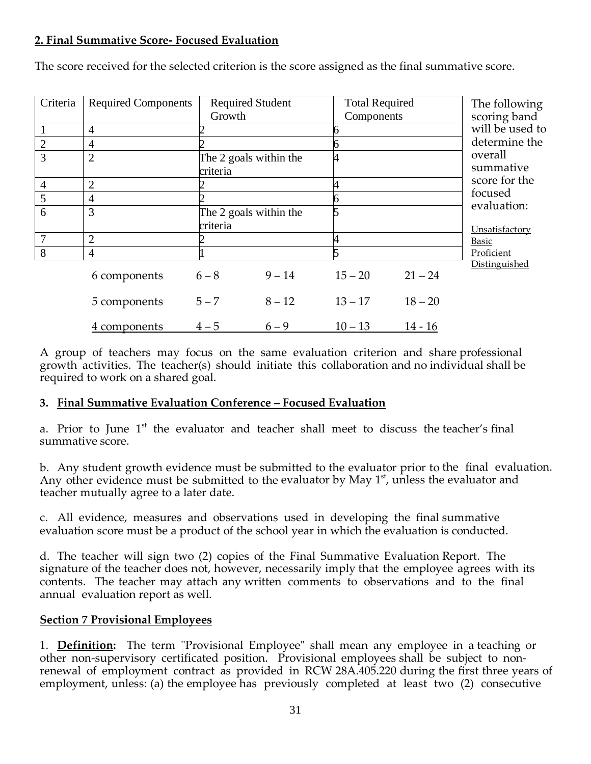**2. Final Summative Score- Focused Evaluation**

The score received for the selected criterion is the score assigned as the final summative score.

| Criteria | Required Components | Required Student Growth | Total Required Components |
|---|---|---|---|
| 1 | 4 | 2 | 6 |
| 2 | 4 | 2 | 6 |
| 3 | 2 | The 2 goals within the criteria | 4 |
| 4 | 2 | 2 | 4 |
| 5 | 4 | 2 | 6 |
| 6 | 3 | The 2 goals within the criteria | 5 |
| 7 | 2 | 2 | 4 |
| 8 | 4 | 1 | 5 |

The following scoring band will be used to determine the overall summative score for the focused evaluation:

| | Unsatisfactory | Basic | Proficient | Distinguished |
|---|---|---|---|---|
| 6 components | 6 – 8 | 9 – 14 | 15 – 20 | 21 – 24 |
| 5 components | 5 – 7 | 8 – 12 | 13 – 17 | 18 – 20 |
| 4 components | 4 – 5 | 6 – 9 | 10 – 13 | 14 - 16 |

A group of teachers may focus on the same evaluation criterion and share professional growth activities. The teacher(s) should initiate this collaboration and no individual shall be required to work on a shared goal.

**3. Final Summative Evaluation Conference – Focused Evaluation**

a. Prior to June 1st the evaluator and teacher shall meet to discuss the teacher's final summative score.

b. Any student growth evidence must be submitted to the evaluator prior to the final evaluation. Any other evidence must be submitted to the evaluator by May 1st, unless the evaluator and teacher mutually agree to a later date.

c. All evidence, measures and observations used in developing the final summative evaluation score must be a product of the school year in which the evaluation is conducted.

d. The teacher will sign two (2) copies of the Final Summative Evaluation Report. The signature of the teacher does not, however, necessarily imply that the employee agrees with its contents. The teacher may attach any written comments to observations and to the final annual evaluation report as well.

**Section 7 Provisional Employees**

1. **Definition:** The term "Provisional Employee" shall mean any employee in a teaching or other non-supervisory certificated position. Provisional employees shall be subject to non-renewal of employment contract as provided in RCW 28A.405.220 during the first three years of employment, unless: (a) the employee has previously completed at least two (2) consecutive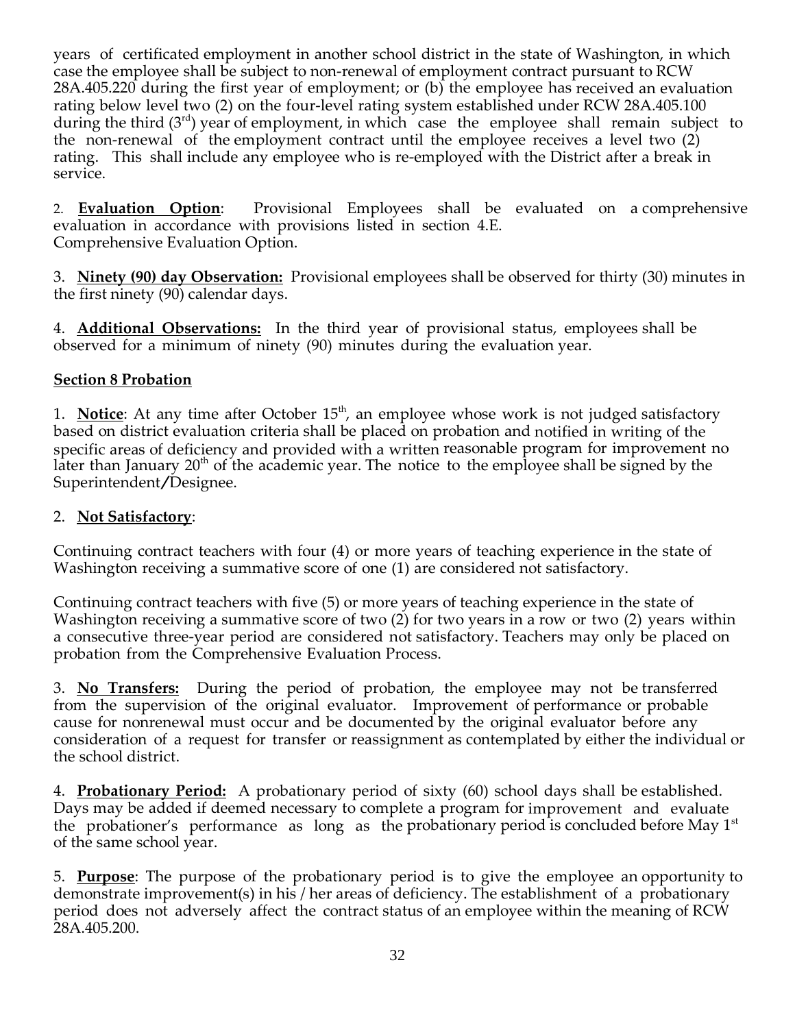years of certificated employment in another school district in the state of Washington, in which case the employee shall be subject to non-renewal of employment contract pursuant to RCW 28A.405.220 during the first year of employment; or (b) the employee has received an evaluation rating below level two (2) on the four-level rating system established under RCW 28A.405.100 during the third (3rd) year of employment, in which case the employee shall remain subject to the non-renewal of the employment contract until the employee receives a level two (2) rating. This shall include any employee who is re-employed with the District after a break in service.

2. **Evaluation Option**: Provisional Employees shall be evaluated on a comprehensive evaluation in accordance with provisions listed in section 4.E. Comprehensive Evaluation Option.

3. **Ninety (90) day Observation:** Provisional employees shall be observed for thirty (30) minutes in the first ninety (90) calendar days.

4. **Additional Observations:** In the third year of provisional status, employees shall be observed for a minimum of ninety (90) minutes during the evaluation year.

**Section 8 Probation**

1. **Notice**: At any time after October 15th, an employee whose work is not judged satisfactory based on district evaluation criteria shall be placed on probation and notified in writing of the specific areas of deficiency and provided with a written reasonable program for improvement no later than January 20th of the academic year. The notice to the employee shall be signed by the Superintendent/Designee.

2. **Not Satisfactory**:

Continuing contract teachers with four (4) or more years of teaching experience in the state of Washington receiving a summative score of one (1) are considered not satisfactory.

Continuing contract teachers with five (5) or more years of teaching experience in the state of Washington receiving a summative score of two (2) for two years in a row or two (2) years within a consecutive three-year period are considered not satisfactory. Teachers may only be placed on probation from the Comprehensive Evaluation Process.

3. **No Transfers:** During the period of probation, the employee may not be transferred from the supervision of the original evaluator. Improvement of performance or probable cause for nonrenewal must occur and be documented by the original evaluator before any consideration of a request for transfer or reassignment as contemplated by either the individual or the school district.

4. **Probationary Period:** A probationary period of sixty (60) school days shall be established. Days may be added if deemed necessary to complete a program for improvement and evaluate the probationer's performance as long as the probationary period is concluded before May 1st of the same school year.

5. **Purpose**: The purpose of the probationary period is to give the employee an opportunity to demonstrate improvement(s) in his / her areas of deficiency. The establishment of a probationary period does not adversely affect the contract status of an employee within the meaning of RCW 28A.405.200.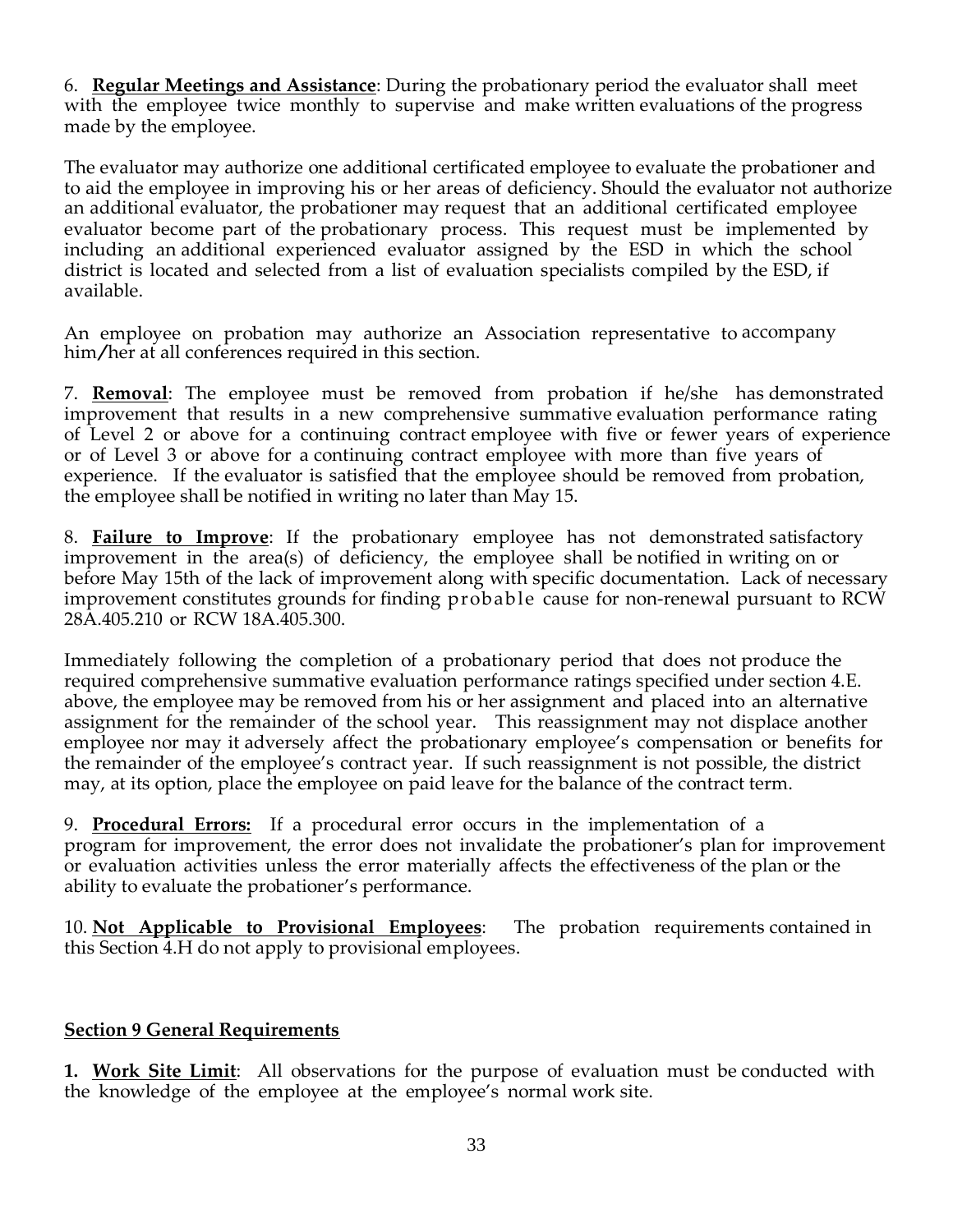6. **Regular Meetings and Assistance**: During the probationary period the evaluator shall meet with the employee twice monthly to supervise and make written evaluations of the progress made by the employee.

The evaluator may authorize one additional certificated employee to evaluate the probationer and to aid the employee in improving his or her areas of deficiency. Should the evaluator not authorize an additional evaluator, the probationer may request that an additional certificated employee evaluator become part of the probationary process. This request must be implemented by including an additional experienced evaluator assigned by the ESD in which the school district is located and selected from a list of evaluation specialists compiled by the ESD, if available.

An employee on probation may authorize an Association representative to accompany him/her at all conferences required in this section.

7. **Removal**: The employee must be removed from probation if he/she has demonstrated improvement that results in a new comprehensive summative evaluation performance rating of Level 2 or above for a continuing contract employee with five or fewer years of experience or of Level 3 or above for a continuing contract employee with more than five years of experience. If the evaluator is satisfied that the employee should be removed from probation, the employee shall be notified in writing no later than May 15.

8. **Failure to Improve**: If the probationary employee has not demonstrated satisfactory improvement in the area(s) of deficiency, the employee shall be notified in writing on or before May 15th of the lack of improvement along with specific documentation. Lack of necessary improvement constitutes grounds for finding probable cause for non-renewal pursuant to RCW 28A.405.210 or RCW 18A.405.300.

Immediately following the completion of a probationary period that does not produce the required comprehensive summative evaluation performance ratings specified under section 4.E. above, the employee may be removed from his or her assignment and placed into an alternative assignment for the remainder of the school year. This reassignment may not displace another employee nor may it adversely affect the probationary employee's compensation or benefits for the remainder of the employee's contract year. If such reassignment is not possible, the district may, at its option, place the employee on paid leave for the balance of the contract term.

9. **Procedural Errors:** If a procedural error occurs in the implementation of a program for improvement, the error does not invalidate the probationer's plan for improvement or evaluation activities unless the error materially affects the effectiveness of the plan or the ability to evaluate the probationer's performance.

10. **Not Applicable to Provisional Employees**: The probation requirements contained in this Section 4.H do not apply to provisional employees.

## Section 9 General Requirements

**1. Work Site Limit**: All observations for the purpose of evaluation must be conducted with the knowledge of the employee at the employee's normal work site.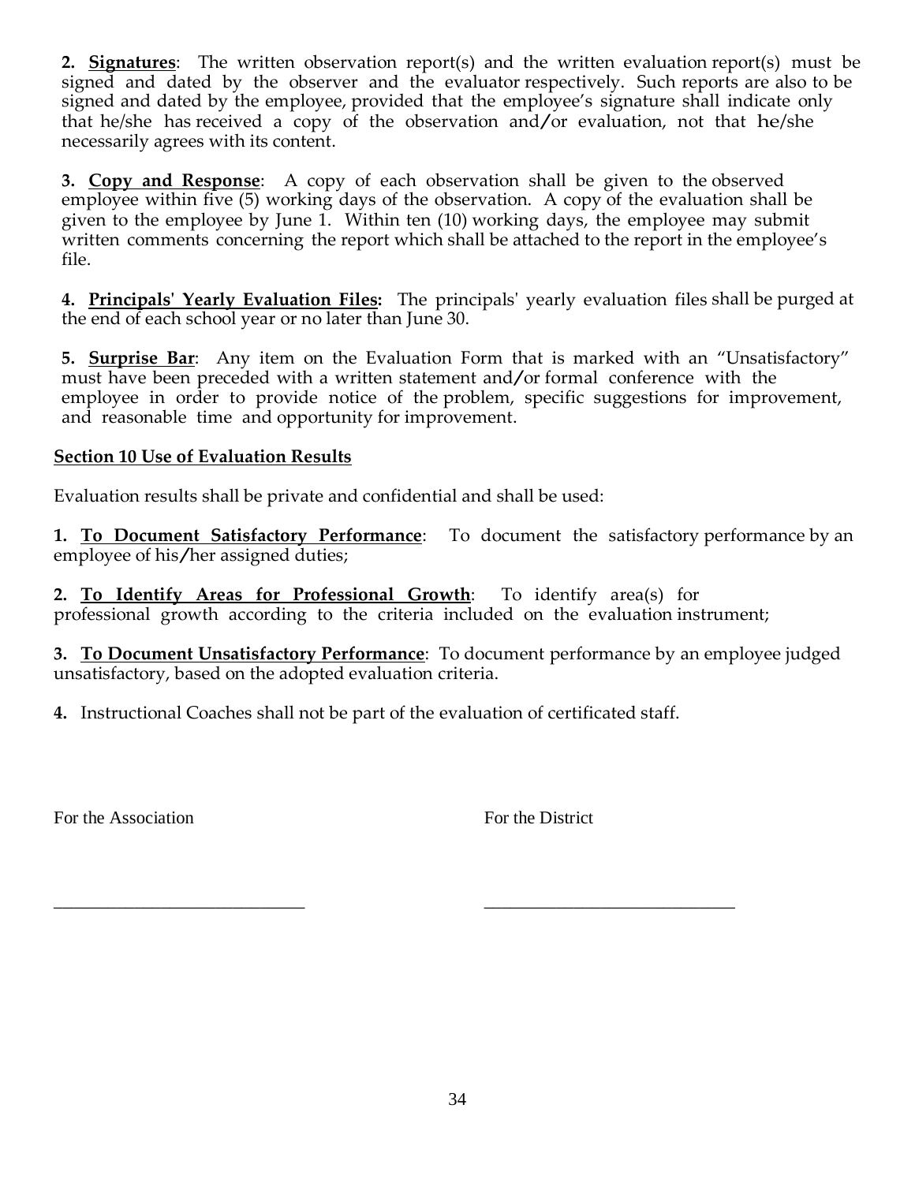**2. <u>Signatures</u>**: The written observation report(s) and the written evaluation report(s) must be signed and dated by the observer and the evaluator respectively. Such reports are also to be signed and dated by the employee, provided that the employee's signature shall indicate only that he/she has received a copy of the observation and/or evaluation, not that he/she necessarily agrees with its content.

**3. <u>Copy and Response</u>**: A copy of each observation shall be given to the observed employee within five (5) working days of the observation. A copy of the evaluation shall be given to the employee by June 1. Within ten (10) working days, the employee may submit written comments concerning the report which shall be attached to the report in the employee's file.

**4. <u>Principals' Yearly Evaluation Files:</u>** The principals' yearly evaluation files shall be purged at the end of each school year or no later than June 30.

**5. <u>Surprise Bar</u>**: Any item on the Evaluation Form that is marked with an "Unsatisfactory" must have been preceded with a written statement and/or formal conference with the employee in order to provide notice of the problem, specific suggestions for improvement, and reasonable time and opportunity for improvement.

**<u>Section 10 Use of Evaluation Results</u>**

Evaluation results shall be private and confidential and shall be used:

**1. <u>To Document Satisfactory Performance</u>**: To document the satisfactory performance by an employee of his/her assigned duties;

**2. <u>To Identify Areas for Professional Growth</u>**: To identify area(s) for professional growth according to the criteria included on the evaluation instrument;

**3. <u>To Document Unsatisfactory Performance</u>**: To document performance by an employee judged unsatisfactory, based on the adopted evaluation criteria.

**4.** Instructional Coaches shall not be part of the evaluation of certificated staff.

For the Association

For the District

_____________________________ _____________________________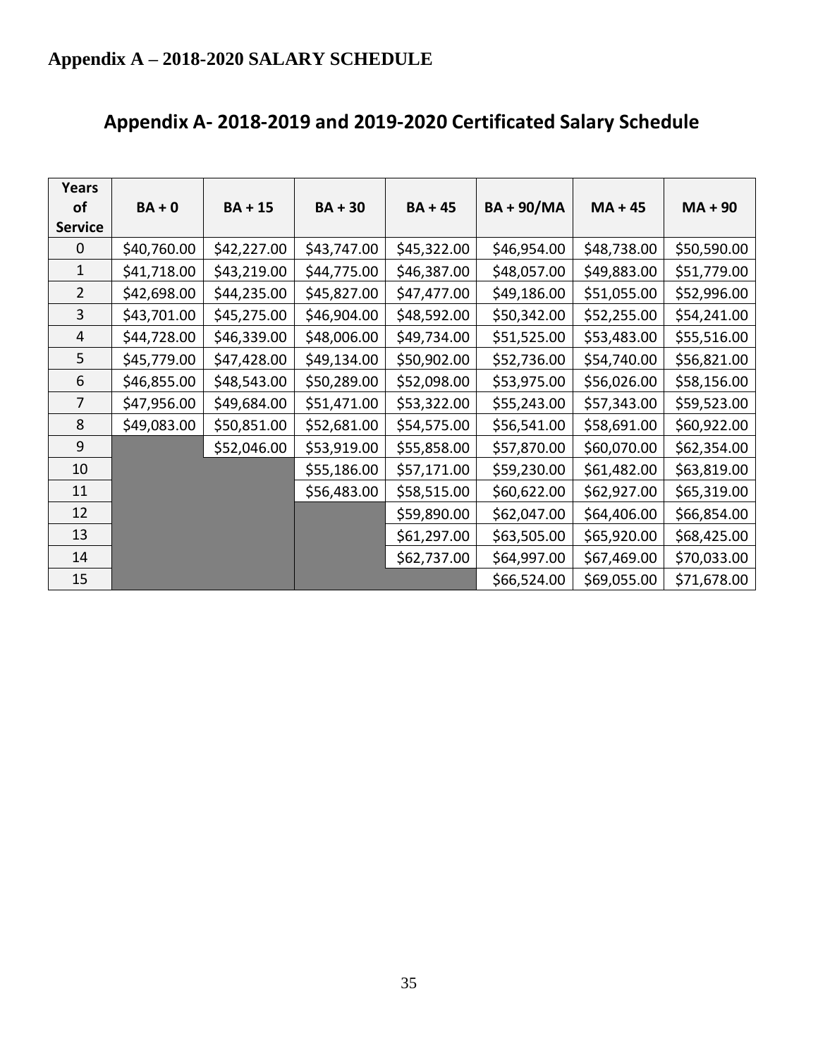## Appendix A – 2018-2020 SALARY SCHEDULE

# Appendix A- 2018-2019 and 2019-2020 Certificated Salary Schedule

| Years of Service | BA + 0 | BA + 15 | BA + 30 | BA + 45 | BA + 90/MA | MA + 45 | MA + 90 |
|---|---|---|---|---|---|---|---|
| 0 | $40,760.00 | $42,227.00 | $43,747.00 | $45,322.00 | $46,954.00 | $48,738.00 | $50,590.00 |
| 1 | $41,718.00 | $43,219.00 | $44,775.00 | $46,387.00 | $48,057.00 | $49,883.00 | $51,779.00 |
| 2 | $42,698.00 | $44,235.00 | $45,827.00 | $47,477.00 | $49,186.00 | $51,055.00 | $52,996.00 |
| 3 | $43,701.00 | $45,275.00 | $46,904.00 | $48,592.00 | $50,342.00 | $52,255.00 | $54,241.00 |
| 4 | $44,728.00 | $46,339.00 | $48,006.00 | $49,734.00 | $51,525.00 | $53,483.00 | $55,516.00 |
| 5 | $45,779.00 | $47,428.00 | $49,134.00 | $50,902.00 | $52,736.00 | $54,740.00 | $56,821.00 |
| 6 | $46,855.00 | $48,543.00 | $50,289.00 | $52,098.00 | $53,975.00 | $56,026.00 | $58,156.00 |
| 7 | $47,956.00 | $49,684.00 | $51,471.00 | $53,322.00 | $55,243.00 | $57,343.00 | $59,523.00 |
| 8 | $49,083.00 | $50,851.00 | $52,681.00 | $54,575.00 | $56,541.00 | $58,691.00 | $60,922.00 |
| 9 | | $52,046.00 | $53,919.00 | $55,858.00 | $57,870.00 | $60,070.00 | $62,354.00 |
| 10 | | | $55,186.00 | $57,171.00 | $59,230.00 | $61,482.00 | $63,819.00 |
| 11 | | | $56,483.00 | $58,515.00 | $60,622.00 | $62,927.00 | $65,319.00 |
| 12 | | | | $59,890.00 | $62,047.00 | $64,406.00 | $66,854.00 |
| 13 | | | | $61,297.00 | $63,505.00 | $65,920.00 | $68,425.00 |
| 14 | | | | $62,737.00 | $64,997.00 | $67,469.00 | $70,033.00 |
| 15 | | | | | $66,524.00 | $69,055.00 | $71,678.00 |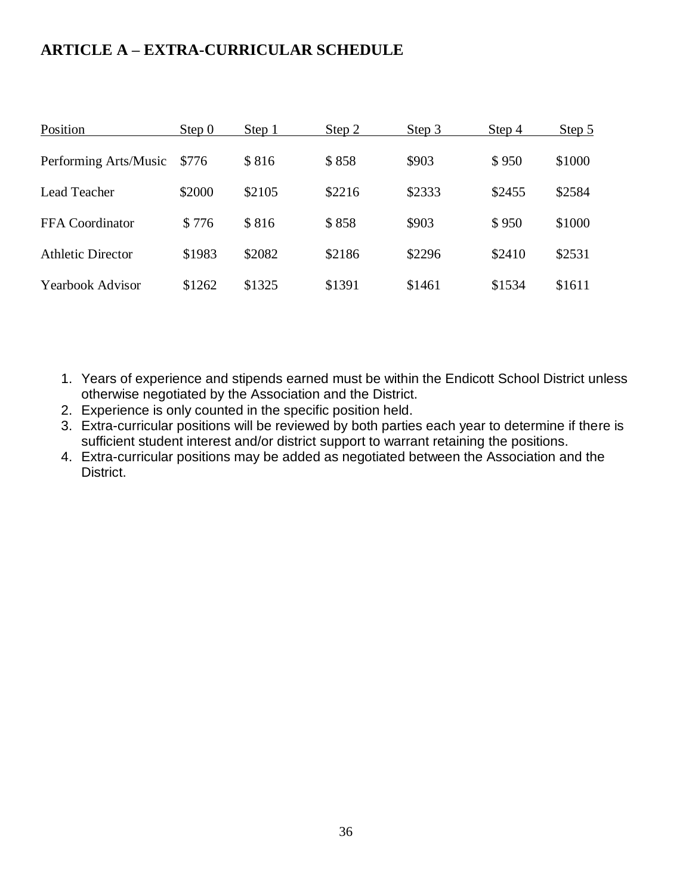## ARTICLE A – EXTRA-CURRICULAR SCHEDULE

| Position | Step 0 | Step 1 | Step 2 | Step 3 | Step 4 | Step 5 |
|---|---|---|---|---|---|---|
| Performing Arts/Music | $776 | $ 816 | $ 858 | $903 | $ 950 | $1000 |
| Lead Teacher | $2000 | $2105 | $2216 | $2333 | $2455 | $2584 |
| FFA Coordinator | $ 776 | $ 816 | $ 858 | $903 | $ 950 | $1000 |
| Athletic Director | $1983 | $2082 | $2186 | $2296 | $2410 | $2531 |
| Yearbook Advisor | $1262 | $1325 | $1391 | $1461 | $1534 | $1611 |

1. Years of experience and stipends earned must be within the Endicott School District unless otherwise negotiated by the Association and the District.
2. Experience is only counted in the specific position held.
3. Extra-curricular positions will be reviewed by both parties each year to determine if there is sufficient student interest and/or district support to warrant retaining the positions.
4. Extra-curricular positions may be added as negotiated between the Association and the District.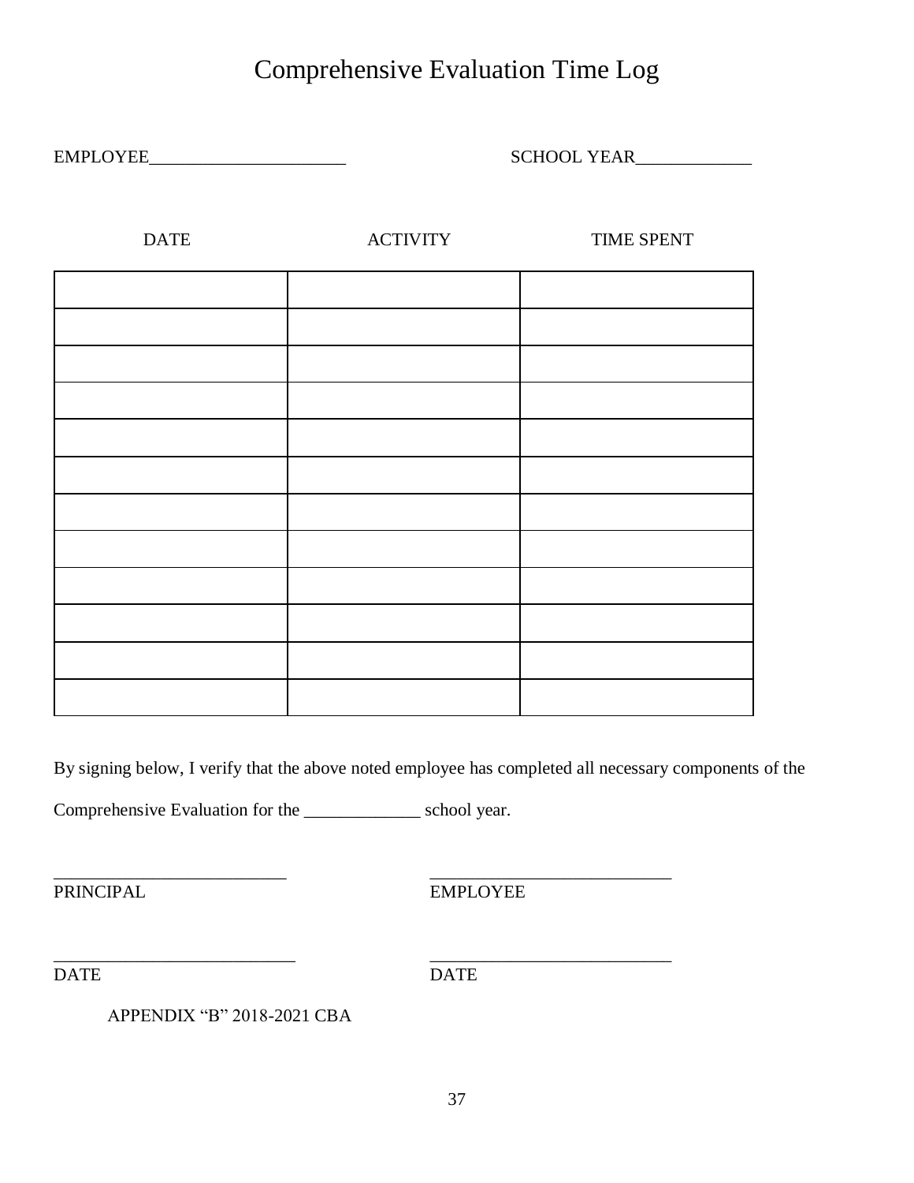# Comprehensive Evaluation Time Log

EMPLOYEE______________________ SCHOOL YEAR_____________

| DATE | ACTIVITY | TIME SPENT |
|---|---|---|
| | | |
| | | |
| | | |
| | | |
| | | |
| | | |
| | | |
| | | |
| | | |
| | | |
| | | |
| | | |

By signing below, I verify that the above noted employee has completed all necessary components of the Comprehensive Evaluation for the _____________ school year.

___________________________ ___________________________
PRINCIPAL EMPLOYEE

___________________________ ___________________________
DATE DATE

APPENDIX "B" 2018-2021 CBA